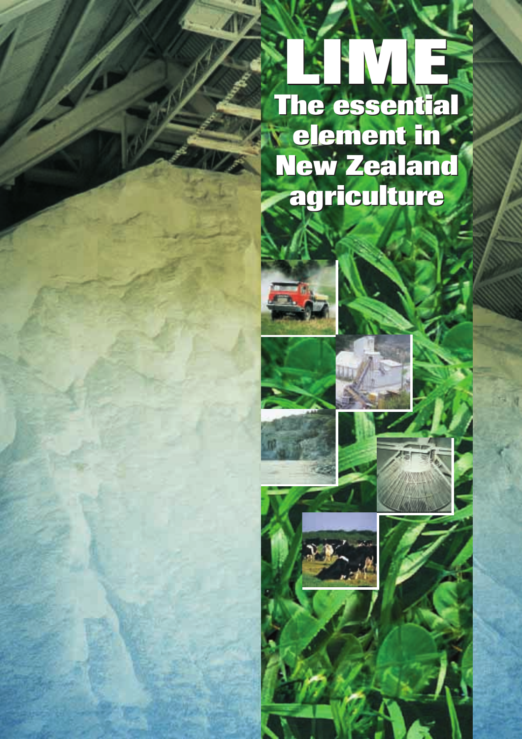# LIME

## The essential element in New Zealand agriculture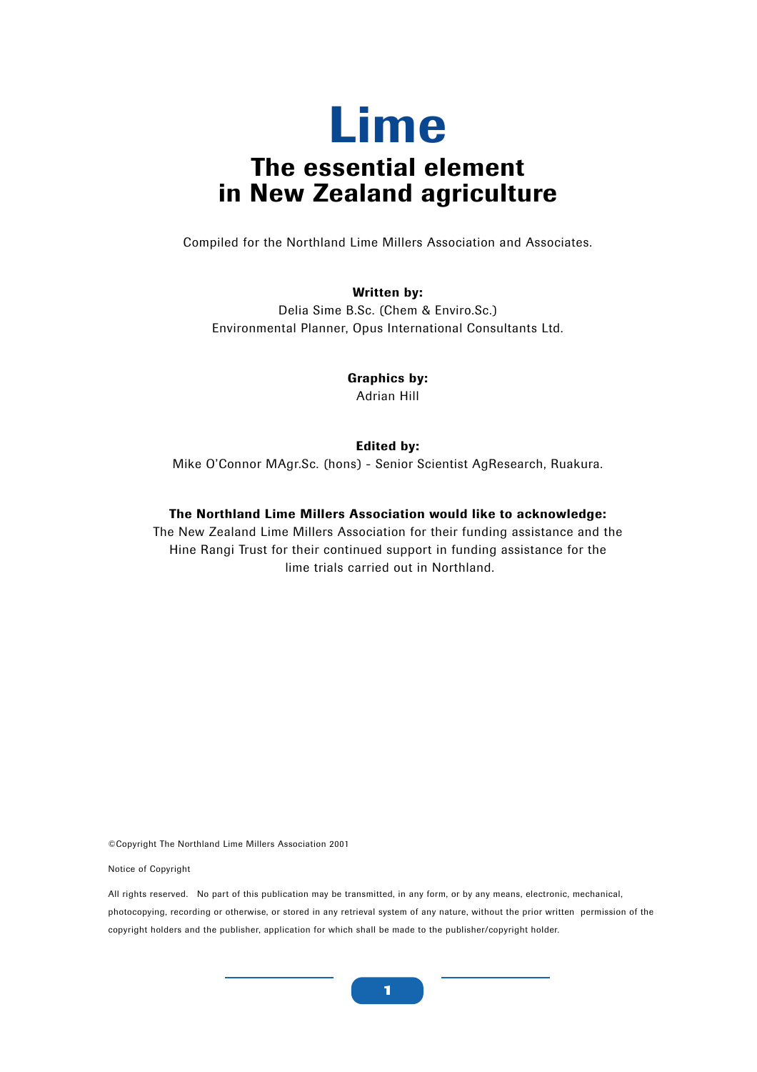# Lime

## The essential element in New Zealand agriculture

Compiled for the Northland Lime Millers Association and Associates.

**Written by:**
Delia Sime B.Sc. (Chem & Enviro.Sc.)
Environmental Planner, Opus International Consultants Ltd.

**Graphics by:**
Adrian Hill

**Edited by:**
Mike O'Connor MAgr.Sc. (hons) - Senior Scientist AgResearch, Ruakura.

**The Northland Lime Millers Association would like to acknowledge:**
The New Zealand Lime Millers Association for their funding assistance and the Hine Rangi Trust for their continued support in funding assistance for the lime trials carried out in Northland.

©Copyright The Northland Lime Millers Association 2001

Notice of Copyright

All rights reserved. No part of this publication may be transmitted, in any form, or by any means, electronic, mechanical, photocopying, recording or otherwise, or stored in any retrieval system of any nature, without the prior written permission of the copyright holders and the publisher, application for which shall be made to the publisher/copyright holder.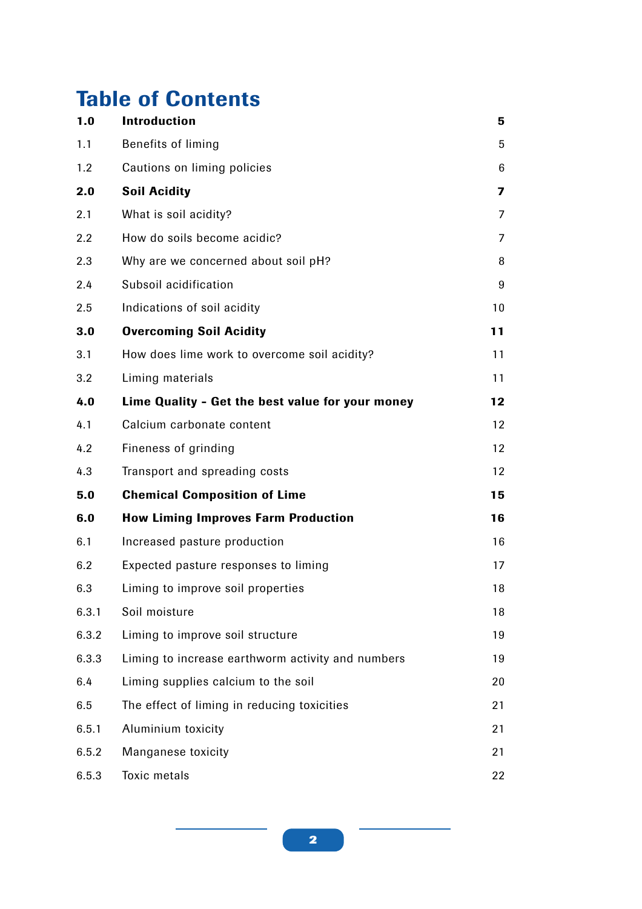# Table of Contents

| | | |
|---|---|---|
| **1.0** | **Introduction** | **5** |
| 1.1 | Benefits of liming | 5 |
| 1.2 | Cautions on liming policies | 6 |
| **2.0** | **Soil Acidity** | **7** |
| 2.1 | What is soil acidity? | 7 |
| 2.2 | How do soils become acidic? | 7 |
| 2.3 | Why are we concerned about soil pH? | 8 |
| 2.4 | Subsoil acidification | 9 |
| 2.5 | Indications of soil acidity | 10 |
| **3.0** | **Overcoming Soil Acidity** | **11** |
| 3.1 | How does lime work to overcome soil acidity? | 11 |
| 3.2 | Liming materials | 11 |
| **4.0** | **Lime Quality - Get the best value for your money** | **12** |
| 4.1 | Calcium carbonate content | 12 |
| 4.2 | Fineness of grinding | 12 |
| 4.3 | Transport and spreading costs | 12 |
| **5.0** | **Chemical Composition of Lime** | **15** |
| **6.0** | **How Liming Improves Farm Production** | **16** |
| 6.1 | Increased pasture production | 16 |
| 6.2 | Expected pasture responses to liming | 17 |
| 6.3 | Liming to improve soil properties | 18 |
| 6.3.1 | Soil moisture | 18 |
| 6.3.2 | Liming to improve soil structure | 19 |
| 6.3.3 | Liming to increase earthworm activity and numbers | 19 |
| 6.4 | Liming supplies calcium to the soil | 20 |
| 6.5 | The effect of liming in reducing toxicities | 21 |
| 6.5.1 | Aluminium toxicity | 21 |
| 6.5.2 | Manganese toxicity | 21 |
| 6.5.3 | Toxic metals | 22 |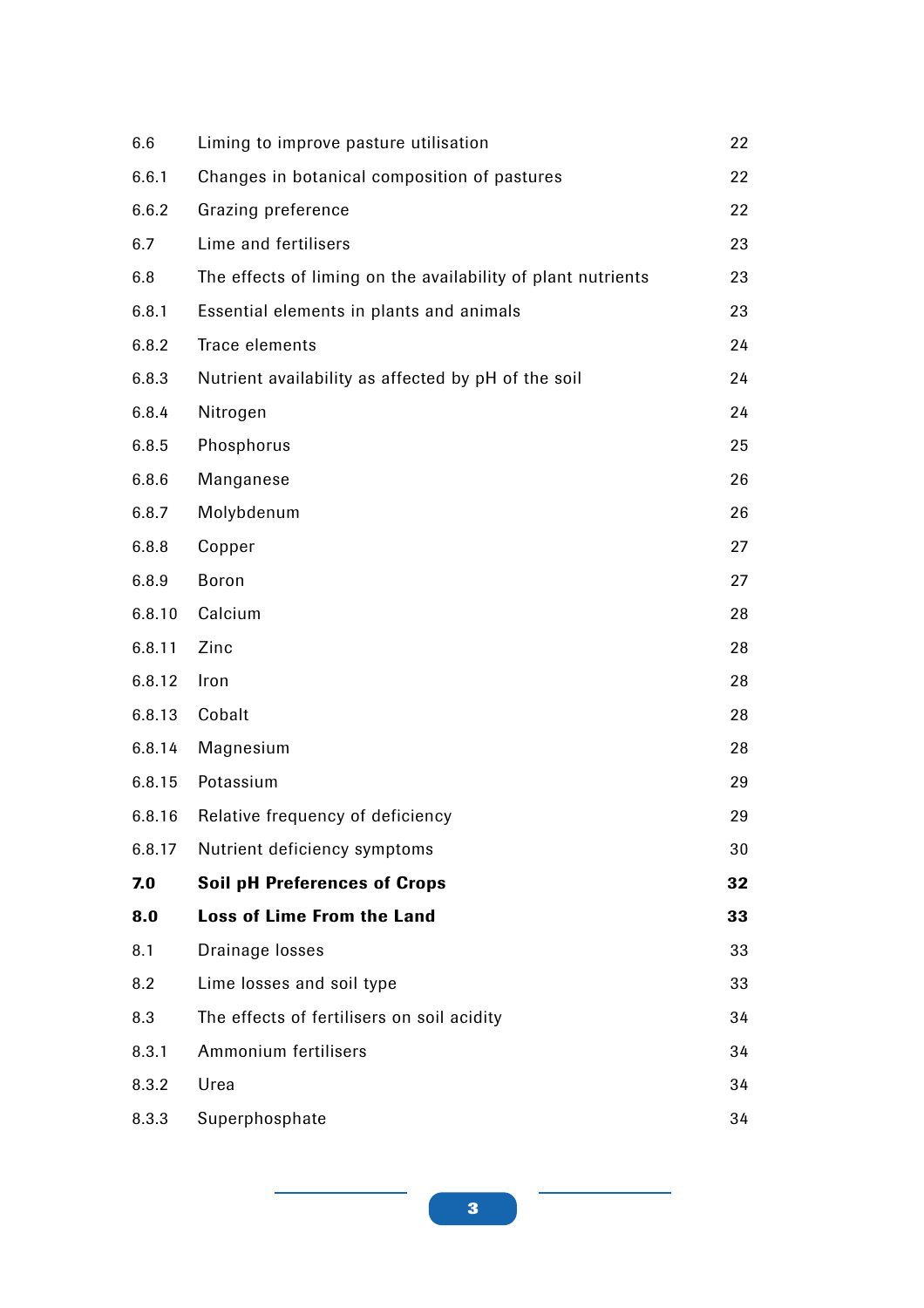| | | |
|---|---|---|
| 6.6 | Liming to improve pasture utilisation | 22 |
| 6.6.1 | Changes in botanical composition of pastures | 22 |
| 6.6.2 | Grazing preference | 22 |
| 6.7 | Lime and fertilisers | 23 |
| 6.8 | The effects of liming on the availability of plant nutrients | 23 |
| 6.8.1 | Essential elements in plants and animals | 23 |
| 6.8.2 | Trace elements | 24 |
| 6.8.3 | Nutrient availability as affected by pH of the soil | 24 |
| 6.8.4 | Nitrogen | 24 |
| 6.8.5 | Phosphorus | 25 |
| 6.8.6 | Manganese | 26 |
| 6.8.7 | Molybdenum | 26 |
| 6.8.8 | Copper | 27 |
| 6.8.9 | Boron | 27 |
| 6.8.10 | Calcium | 28 |
| 6.8.11 | Zinc | 28 |
| 6.8.12 | Iron | 28 |
| 6.8.13 | Cobalt | 28 |
| 6.8.14 | Magnesium | 28 |
| 6.8.15 | Potassium | 29 |
| 6.8.16 | Relative frequency of deficiency | 29 |
| 6.8.17 | Nutrient deficiency symptoms | 30 |
| **7.0** | **Soil pH Preferences of Crops** | **32** |
| **8.0** | **Loss of Lime From the Land** | **33** |
| 8.1 | Drainage losses | 33 |
| 8.2 | Lime losses and soil type | 33 |
| 8.3 | The effects of fertilisers on soil acidity | 34 |
| 8.3.1 | Ammonium fertilisers | 34 |
| 8.3.2 | Urea | 34 |
| 8.3.3 | Superphosphate | 34 |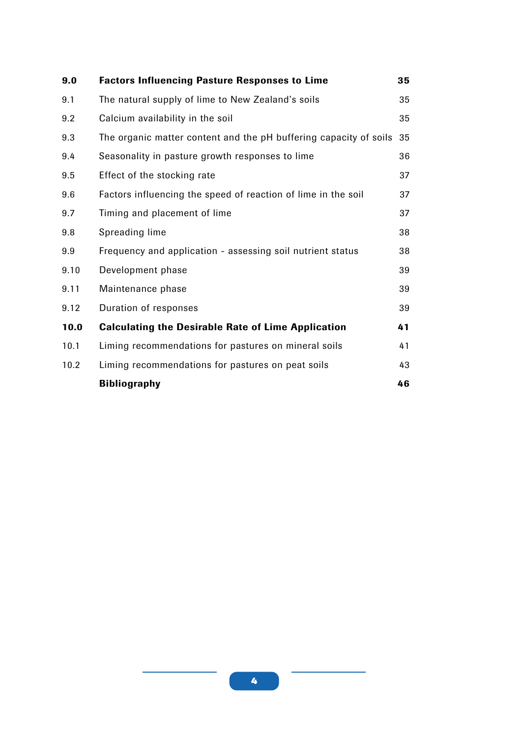| | | |
|---|---|---|
| **9.0** | **Factors Influencing Pasture Responses to Lime** | **35** |
| 9.1 | The natural supply of lime to New Zealand's soils | 35 |
| 9.2 | Calcium availability in the soil | 35 |
| 9.3 | The organic matter content and the pH buffering capacity of soils | 35 |
| 9.4 | Seasonality in pasture growth responses to lime | 36 |
| 9.5 | Effect of the stocking rate | 37 |
| 9.6 | Factors influencing the speed of reaction of lime in the soil | 37 |
| 9.7 | Timing and placement of lime | 37 |
| 9.8 | Spreading lime | 38 |
| 9.9 | Frequency and application - assessing soil nutrient status | 38 |
| 9.10 | Development phase | 39 |
| 9.11 | Maintenance phase | 39 |
| 9.12 | Duration of responses | 39 |
| **10.0** | **Calculating the Desirable Rate of Lime Application** | **41** |
| 10.1 | Liming recommendations for pastures on mineral soils | 41 |
| 10.2 | Liming recommendations for pastures on peat soils | 43 |
| | **Bibliography** | **46** |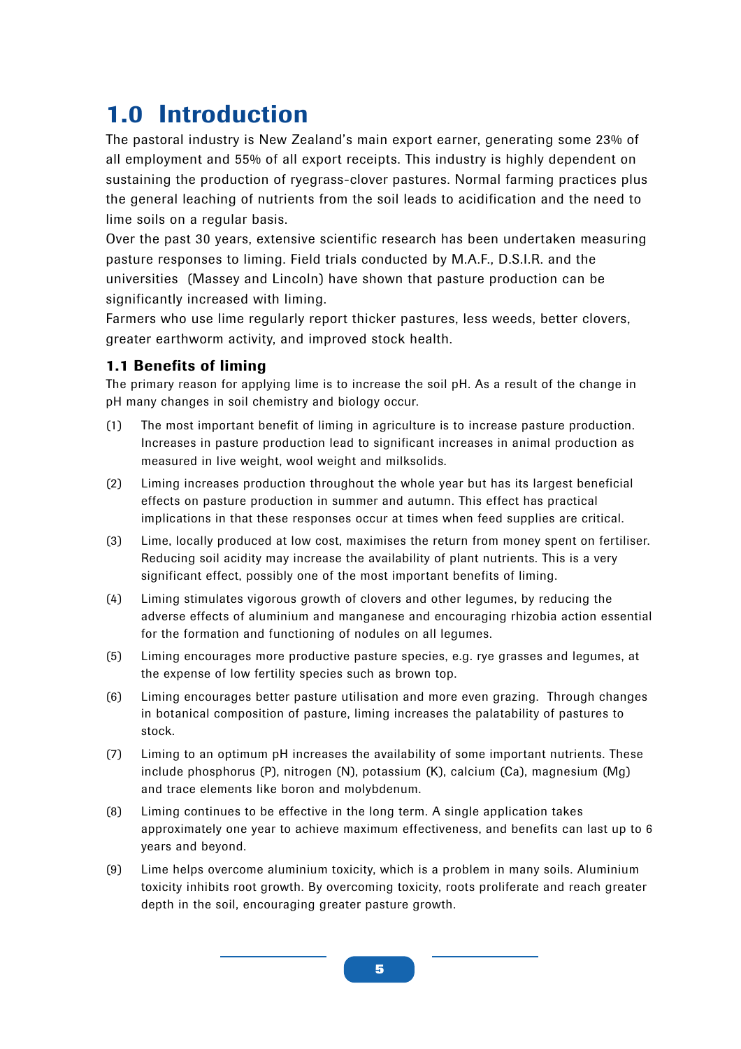# 1.0 Introduction

The pastoral industry is New Zealand's main export earner, generating some 23% of all employment and 55% of all export receipts. This industry is highly dependent on sustaining the production of ryegrass-clover pastures. Normal farming practices plus the general leaching of nutrients from the soil leads to acidification and the need to lime soils on a regular basis.

Over the past 30 years, extensive scientific research has been undertaken measuring pasture responses to liming. Field trials conducted by M.A.F., D.S.I.R. and the universities (Massey and Lincoln) have shown that pasture production can be significantly increased with liming.

Farmers who use lime regularly report thicker pastures, less weeds, better clovers, greater earthworm activity, and improved stock health.

## 1.1 Benefits of liming

The primary reason for applying lime is to increase the soil pH. As a result of the change in pH many changes in soil chemistry and biology occur.

(1) The most important benefit of liming in agriculture is to increase pasture production. Increases in pasture production lead to significant increases in animal production as measured in live weight, wool weight and milksolids.

(2) Liming increases production throughout the whole year but has its largest beneficial effects on pasture production in summer and autumn. This effect has practical implications in that these responses occur at times when feed supplies are critical.

(3) Lime, locally produced at low cost, maximises the return from money spent on fertiliser. Reducing soil acidity may increase the availability of plant nutrients. This is a very significant effect, possibly one of the most important benefits of liming.

(4) Liming stimulates vigorous growth of clovers and other legumes, by reducing the adverse effects of aluminium and manganese and encouraging rhizobia action essential for the formation and functioning of nodules on all legumes.

(5) Liming encourages more productive pasture species, e.g. rye grasses and legumes, at the expense of low fertility species such as brown top.

(6) Liming encourages better pasture utilisation and more even grazing. Through changes in botanical composition of pasture, liming increases the palatability of pastures to stock.

(7) Liming to an optimum pH increases the availability of some important nutrients. These include phosphorus (P), nitrogen (N), potassium (K), calcium (Ca), magnesium (Mg) and trace elements like boron and molybdenum.

(8) Liming continues to be effective in the long term. A single application takes approximately one year to achieve maximum effectiveness, and benefits can last up to 6 years and beyond.

(9) Lime helps overcome aluminium toxicity, which is a problem in many soils. Aluminium toxicity inhibits root growth. By overcoming toxicity, roots proliferate and reach greater depth in the soil, encouraging greater pasture growth.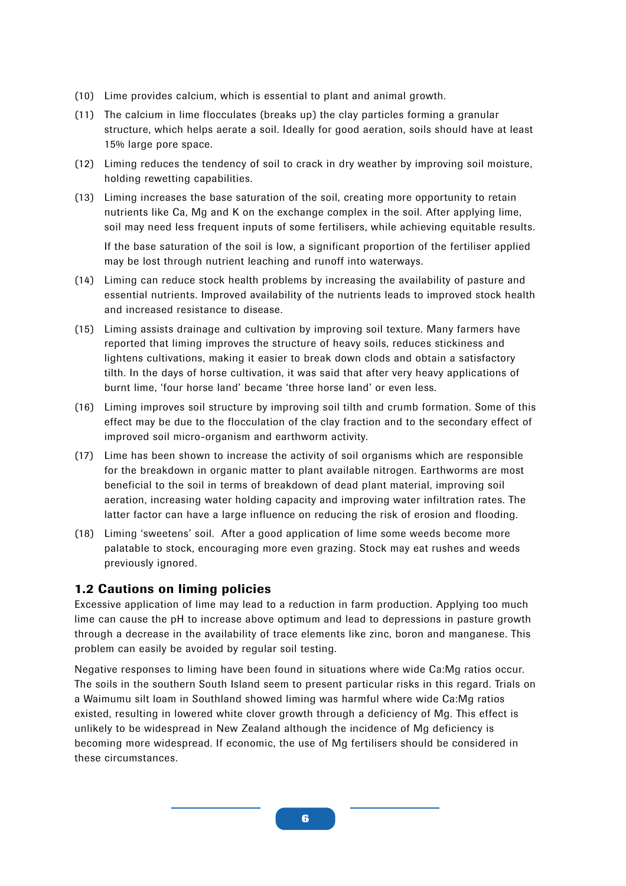(10) Lime provides calcium, which is essential to plant and animal growth.

(11) The calcium in lime flocculates (breaks up) the clay particles forming a granular structure, which helps aerate a soil. Ideally for good aeration, soils should have at least 15% large pore space.

(12) Liming reduces the tendency of soil to crack in dry weather by improving soil moisture, holding rewetting capabilities.

(13) Liming increases the base saturation of the soil, creating more opportunity to retain nutrients like Ca, Mg and K on the exchange complex in the soil. After applying lime, soil may need less frequent inputs of some fertilisers, while achieving equitable results.

If the base saturation of the soil is low, a significant proportion of the fertiliser applied may be lost through nutrient leaching and runoff into waterways.

(14) Liming can reduce stock health problems by increasing the availability of pasture and essential nutrients. Improved availability of the nutrients leads to improved stock health and increased resistance to disease.

(15) Liming assists drainage and cultivation by improving soil texture. Many farmers have reported that liming improves the structure of heavy soils, reduces stickiness and lightens cultivations, making it easier to break down clods and obtain a satisfactory tilth. In the days of horse cultivation, it was said that after very heavy applications of burnt lime, 'four horse land' became 'three horse land' or even less.

(16) Liming improves soil structure by improving soil tilth and crumb formation. Some of this effect may be due to the flocculation of the clay fraction and to the secondary effect of improved soil micro-organism and earthworm activity.

(17) Lime has been shown to increase the activity of soil organisms which are responsible for the breakdown in organic matter to plant available nitrogen. Earthworms are most beneficial to the soil in terms of breakdown of dead plant material, improving soil aeration, increasing water holding capacity and improving water infiltration rates. The latter factor can have a large influence on reducing the risk of erosion and flooding.

(18) Liming 'sweetens' soil. After a good application of lime some weeds become more palatable to stock, encouraging more even grazing. Stock may eat rushes and weeds previously ignored.

### 1.2 Cautions on liming policies

Excessive application of lime may lead to a reduction in farm production. Applying too much lime can cause the pH to increase above optimum and lead to depressions in pasture growth through a decrease in the availability of trace elements like zinc, boron and manganese. This problem can easily be avoided by regular soil testing.

Negative responses to liming have been found in situations where wide Ca:Mg ratios occur. The soils in the southern South Island seem to present particular risks in this regard. Trials on a Waimumu silt loam in Southland showed liming was harmful where wide Ca:Mg ratios existed, resulting in lowered white clover growth through a deficiency of Mg. This effect is unlikely to be widespread in New Zealand although the incidence of Mg deficiency is becoming more widespread. If economic, the use of Mg fertilisers should be considered in these circumstances.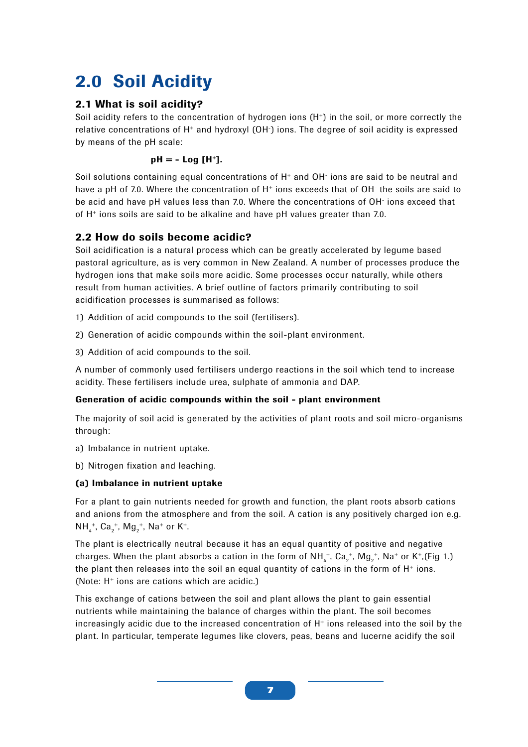# 2.0 Soil Acidity

## 2.1 What is soil acidity?

Soil acidity refers to the concentration of hydrogen ions ($H^+$) in the soil, or more correctly the relative concentrations of $H^+$ and hydroxyl ($OH^-$) ions. The degree of soil acidity is expressed by means of the pH scale:

$$\mathbf{pH = -\ Log\ [H^+].}$$

Soil solutions containing equal concentrations of $H^+$ and $OH^-$ ions are said to be neutral and have a pH of 7.0. Where the concentration of $H^+$ ions exceeds that of $OH^-$ the soils are said to be acid and have pH values less than 7.0. Where the concentrations of $OH^-$ ions exceed that of $H^+$ ions soils are said to be alkaline and have pH values greater than 7.0.

## 2.2 How do soils become acidic?

Soil acidification is a natural process which can be greatly accelerated by legume based pastoral agriculture, as is very common in New Zealand. A number of processes produce the hydrogen ions that make soils more acidic. Some processes occur naturally, while others result from human activities. A brief outline of factors primarily contributing to soil acidification processes is summarised as follows:

1) Addition of acid compounds to the soil (fertilisers).

2) Generation of acidic compounds within the soil-plant environment.

3) Addition of acid compounds to the soil.

A number of commonly used fertilisers undergo reactions in the soil which tend to increase acidity. These fertilisers include urea, sulphate of ammonia and DAP.

**Generation of acidic compounds within the soil - plant environment**

The majority of soil acid is generated by the activities of plant roots and soil micro-organisms through:

a) Imbalance in nutrient uptake.

b) Nitrogen fixation and leaching.

**(a) Imbalance in nutrient uptake**

For a plant to gain nutrients needed for growth and function, the plant roots absorb cations and anions from the atmosphere and from the soil. A cation is any positively charged ion e.g. $NH_4^+$, $Ca_2^+$, $Mg_2^+$, $Na^+$ or $K^+$.

The plant is electrically neutral because it has an equal quantity of positive and negative charges. When the plant absorbs a cation in the form of $NH_4^+$, $Ca_2^+$, $Mg_2^+$, $Na^+$ or $K^+$,(Fig 1.) the plant then releases into the soil an equal quantity of cations in the form of $H^+$ ions. (Note: $H^+$ ions are cations which are acidic.)

This exchange of cations between the soil and plant allows the plant to gain essential nutrients while maintaining the balance of charges within the plant. The soil becomes increasingly acidic due to the increased concentration of $H^+$ ions released into the soil by the plant. In particular, temperate legumes like clovers, peas, beans and lucerne acidify the soil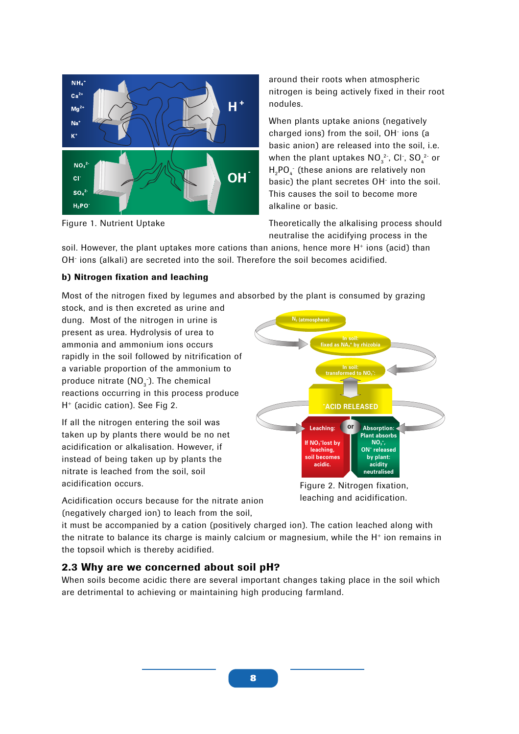Figure 1. Nutrient Uptake

around their roots when atmospheric nitrogen is being actively fixed in their root nodules.

When plants uptake anions (negatively charged ions) from the soil, $OH^-$ ions (a basic anion) are released into the soil, i.e. when the plant uptakes $NO_3^{2-}$, $Cl^-$, $SO_4^{2-}$ or $H_2PO_4^-$ (these anions are relatively non basic) the plant secretes $OH^-$ into the soil. This causes the soil to become more alkaline or basic.

Theoretically the alkalising process should neutralise the acidifying process in the soil. However, the plant uptakes more cations than anions, hence more $H^+$ ions (acid) than $OH^-$ ions (alkali) are secreted into the soil. Therefore the soil becomes acidified.

**b) Nitrogen fixation and leaching**

Most of the nitrogen fixed by legumes and absorbed by the plant is consumed by grazing stock, and is then excreted as urine and dung. Most of the nitrogen in urine is present as urea. Hydrolysis of urea to ammonia and ammonium ions occurs rapidly in the soil followed by nitrification of a variable proportion of the ammonium to produce nitrate ($NO_3^-$). The chemical reactions occurring in this process produce $H^+$ (acidic cation). See Fig 2.

If all the nitrogen entering the soil was taken up by plants there would be no net acidification or alkalisation. However, if instead of being taken up by plants the nitrate is leached from the soil, soil acidification occurs.

Figure 2. Nitrogen fixation, leaching and acidification.

Acidification occurs because for the nitrate anion (negatively charged ion) to leach from the soil, it must be accompanied by a cation (positively charged ion). The cation leached along with the nitrate to balance its charge is mainly calcium or magnesium, while the $H^+$ ion remains in the topsoil which is thereby acidified.

## 2.3 Why are we concerned about soil pH?

When soils become acidic there are several important changes taking place in the soil which are detrimental to achieving or maintaining high producing farmland.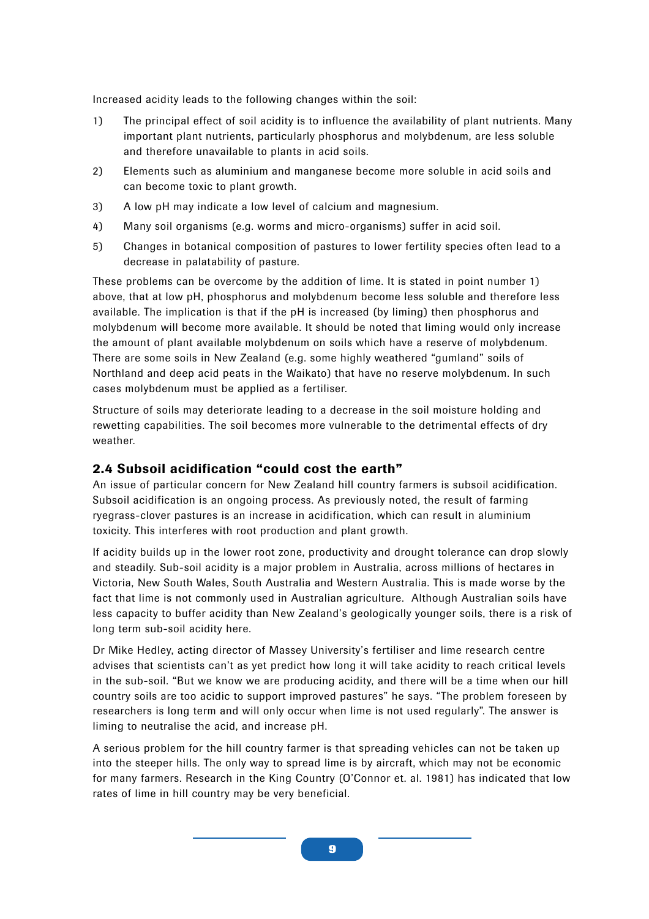Increased acidity leads to the following changes within the soil:

1) The principal effect of soil acidity is to influence the availability of plant nutrients. Many important plant nutrients, particularly phosphorus and molybdenum, are less soluble and therefore unavailable to plants in acid soils.
2) Elements such as aluminium and manganese become more soluble in acid soils and can become toxic to plant growth.
3) A low pH may indicate a low level of calcium and magnesium.
4) Many soil organisms (e.g. worms and micro-organisms) suffer in acid soil.
5) Changes in botanical composition of pastures to lower fertility species often lead to a decrease in palatability of pasture.

These problems can be overcome by the addition of lime. It is stated in point number 1) above, that at low pH, phosphorus and molybdenum become less soluble and therefore less available. The implication is that if the pH is increased (by liming) then phosphorus and molybdenum will become more available. It should be noted that liming would only increase the amount of plant available molybdenum on soils which have a reserve of molybdenum. There are some soils in New Zealand (e.g. some highly weathered "gumland" soils of Northland and deep acid peats in the Waikato) that have no reserve molybdenum. In such cases molybdenum must be applied as a fertiliser.

Structure of soils may deteriorate leading to a decrease in the soil moisture holding and rewetting capabilities. The soil becomes more vulnerable to the detrimental effects of dry weather.

## 2.4 Subsoil acidification "could cost the earth"

An issue of particular concern for New Zealand hill country farmers is subsoil acidification. Subsoil acidification is an ongoing process. As previously noted, the result of farming ryegrass-clover pastures is an increase in acidification, which can result in aluminium toxicity. This interferes with root production and plant growth.

If acidity builds up in the lower root zone, productivity and drought tolerance can drop slowly and steadily. Sub-soil acidity is a major problem in Australia, across millions of hectares in Victoria, New South Wales, South Australia and Western Australia. This is made worse by the fact that lime is not commonly used in Australian agriculture. Although Australian soils have less capacity to buffer acidity than New Zealand's geologically younger soils, there is a risk of long term sub-soil acidity here.

Dr Mike Hedley, acting director of Massey University's fertiliser and lime research centre advises that scientists can't as yet predict how long it will take acidity to reach critical levels in the sub-soil. "But we know we are producing acidity, and there will be a time when our hill country soils are too acidic to support improved pastures" he says. "The problem foreseen by researchers is long term and will only occur when lime is not used regularly". The answer is liming to neutralise the acid, and increase pH.

A serious problem for the hill country farmer is that spreading vehicles can not be taken up into the steeper hills. The only way to spread lime is by aircraft, which may not be economic for many farmers. Research in the King Country (O'Connor et. al. 1981) has indicated that low rates of lime in hill country may be very beneficial.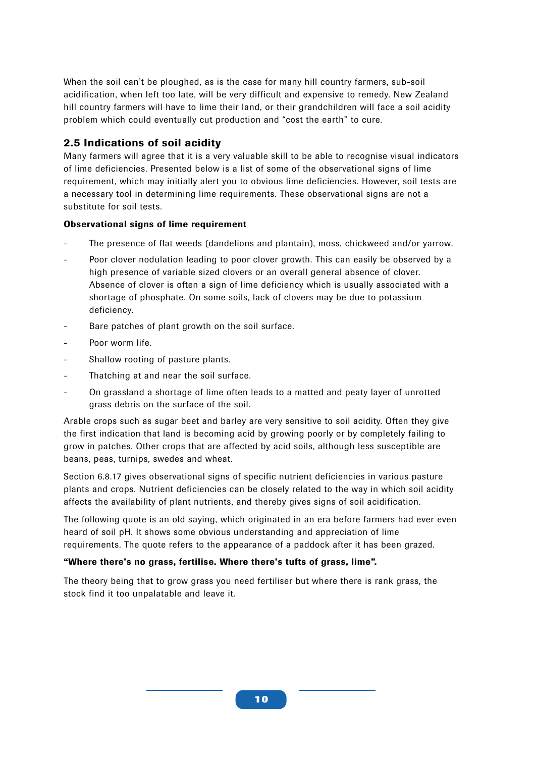When the soil can't be ploughed, as is the case for many hill country farmers, sub-soil acidification, when left too late, will be very difficult and expensive to remedy. New Zealand hill country farmers will have to lime their land, or their grandchildren will face a soil acidity problem which could eventually cut production and "cost the earth" to cure.

## 2.5 Indications of soil acidity

Many farmers will agree that it is a very valuable skill to be able to recognise visual indicators of lime deficiencies. Presented below is a list of some of the observational signs of lime requirement, which may initially alert you to obvious lime deficiencies. However, soil tests are a necessary tool in determining lime requirements. These observational signs are not a substitute for soil tests.

**Observational signs of lime requirement**

- The presence of flat weeds (dandelions and plantain), moss, chickweed and/or yarrow.
- Poor clover nodulation leading to poor clover growth. This can easily be observed by a high presence of variable sized clovers or an overall general absence of clover. Absence of clover is often a sign of lime deficiency which is usually associated with a shortage of phosphate. On some soils, lack of clovers may be due to potassium deficiency.
- Bare patches of plant growth on the soil surface.
- Poor worm life.
- Shallow rooting of pasture plants.
- Thatching at and near the soil surface.
- On grassland a shortage of lime often leads to a matted and peaty layer of unrotted grass debris on the surface of the soil.

Arable crops such as sugar beet and barley are very sensitive to soil acidity. Often they give the first indication that land is becoming acid by growing poorly or by completely failing to grow in patches. Other crops that are affected by acid soils, although less susceptible are beans, peas, turnips, swedes and wheat.

Section 6.8.17 gives observational signs of specific nutrient deficiencies in various pasture plants and crops. Nutrient deficiencies can be closely related to the way in which soil acidity affects the availability of plant nutrients, and thereby gives signs of soil acidification.

The following quote is an old saying, which originated in an era before farmers had ever even heard of soil pH. It shows some obvious understanding and appreciation of lime requirements. The quote refers to the appearance of a paddock after it has been grazed.

**"Where there's no grass, fertilise. Where there's tufts of grass, lime".**

The theory being that to grow grass you need fertiliser but where there is rank grass, the stock find it too unpalatable and leave it.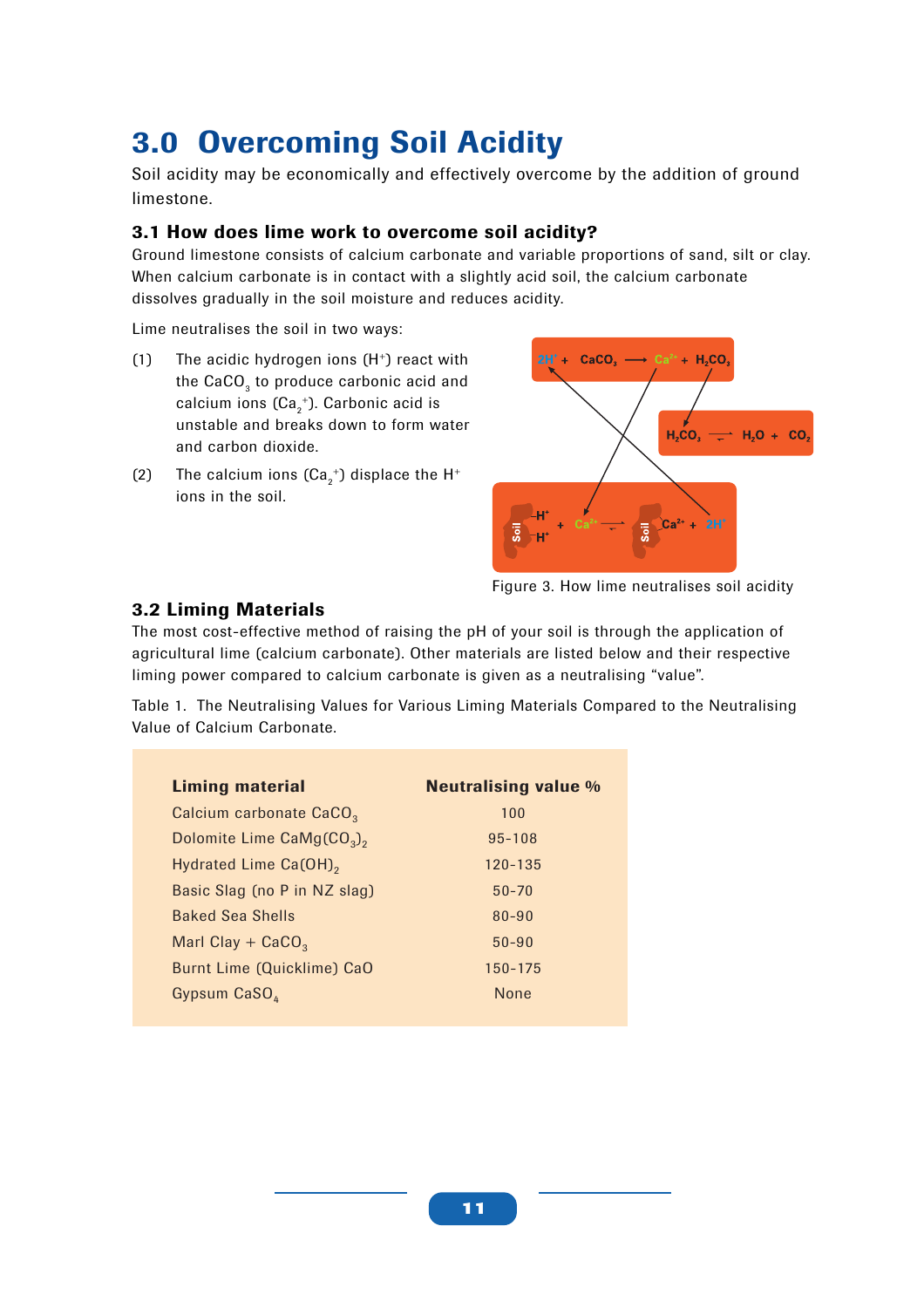# 3.0 Overcoming Soil Acidity

Soil acidity may be economically and effectively overcome by the addition of ground limestone.

### 3.1 How does lime work to overcome soil acidity?

Ground limestone consists of calcium carbonate and variable proportions of sand, silt or clay. When calcium carbonate is in contact with a slightly acid soil, the calcium carbonate dissolves gradually in the soil moisture and reduces acidity.

Lime neutralises the soil in two ways:

(1) The acidic hydrogen ions ($H^+$) react with the $CaCO_3$ to produce carbonic acid and calcium ions ($Ca_2^+$). Carbonic acid is unstable and breaks down to form water and carbon dioxide.

(2) The calcium ions ($Ca_2^+$) displace the $H^+$ ions in the soil.

Figure 3. How lime neutralises soil acidity

### 3.2 Liming Materials

The most cost-effective method of raising the pH of your soil is through the application of agricultural lime (calcium carbonate). Other materials are listed below and their respective liming power compared to calcium carbonate is given as a neutralising "value".

Table 1. The Neutralising Values for Various Liming Materials Compared to the Neutralising Value of Calcium Carbonate.

| Liming material | Neutralising value % |
|---|---|
| Calcium carbonate $CaCO_3$ | 100 |
| Dolomite Lime $CaMg(CO_3)_2$ | 95-108 |
| Hydrated Lime $Ca(OH)_2$ | 120-135 |
| Basic Slag (no P in NZ slag) | 50-70 |
| Baked Sea Shells | 80-90 |
| Marl Clay + $CaCO_3$ | 50-90 |
| Burnt Lime (Quicklime) CaO | 150-175 |
| Gypsum $CaSO_4$ | None |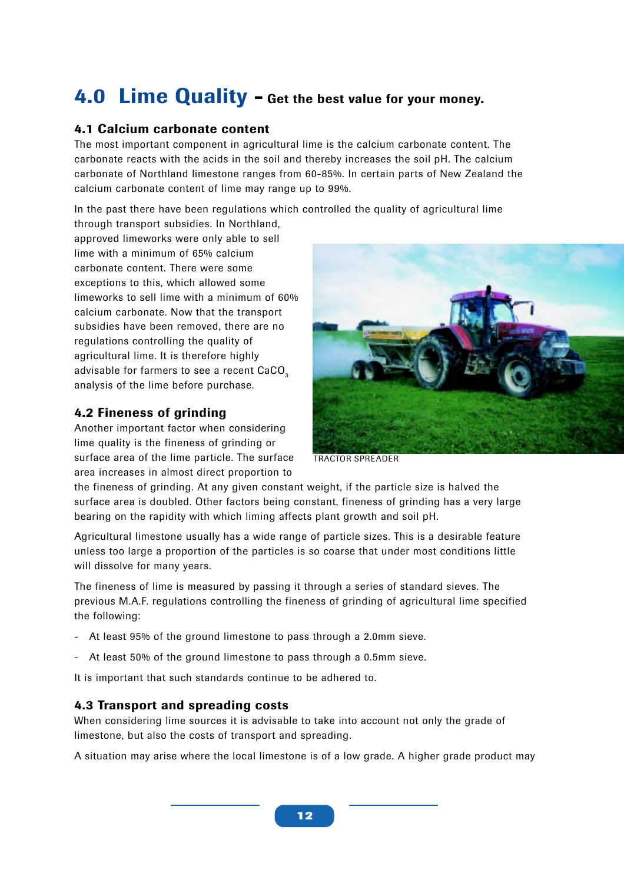# 4.0 Lime Quality – Get the best value for your money.

## 4.1 Calcium carbonate content

The most important component in agricultural lime is the calcium carbonate content. The carbonate reacts with the acids in the soil and thereby increases the soil pH. The calcium carbonate of Northland limestone ranges from 60-85%. In certain parts of New Zealand the calcium carbonate content of lime may range up to 99%.

In the past there have been regulations which controlled the quality of agricultural lime through transport subsidies. In Northland, approved limeworks were only able to sell lime with a minimum of 65% calcium carbonate content. There were some exceptions to this, which allowed some limeworks to sell lime with a minimum of 60% calcium carbonate. Now that the transport subsidies have been removed, there are no regulations controlling the quality of agricultural lime. It is therefore highly advisable for farmers to see a recent $CaCO_3$ analysis of the lime before purchase.

TRACTOR SPREADER

## 4.2 Fineness of grinding

Another important factor when considering lime quality is the fineness of grinding or surface area of the lime particle. The surface area increases in almost direct proportion to the fineness of grinding. At any given constant weight, if the particle size is halved the surface area is doubled. Other factors being constant, fineness of grinding has a very large bearing on the rapidity with which liming affects plant growth and soil pH.

Agricultural limestone usually has a wide range of particle sizes. This is a desirable feature unless too large a proportion of the particles is so coarse that under most conditions little will dissolve for many years.

The fineness of lime is measured by passing it through a series of standard sieves. The previous M.A.F. regulations controlling the fineness of grinding of agricultural lime specified the following:

- At least 95% of the ground limestone to pass through a 2.0mm sieve.
- At least 50% of the ground limestone to pass through a 0.5mm sieve.

It is important that such standards continue to be adhered to.

## 4.3 Transport and spreading costs

When considering lime sources it is advisable to take into account not only the grade of limestone, but also the costs of transport and spreading.

A situation may arise where the local limestone is of a low grade. A higher grade product may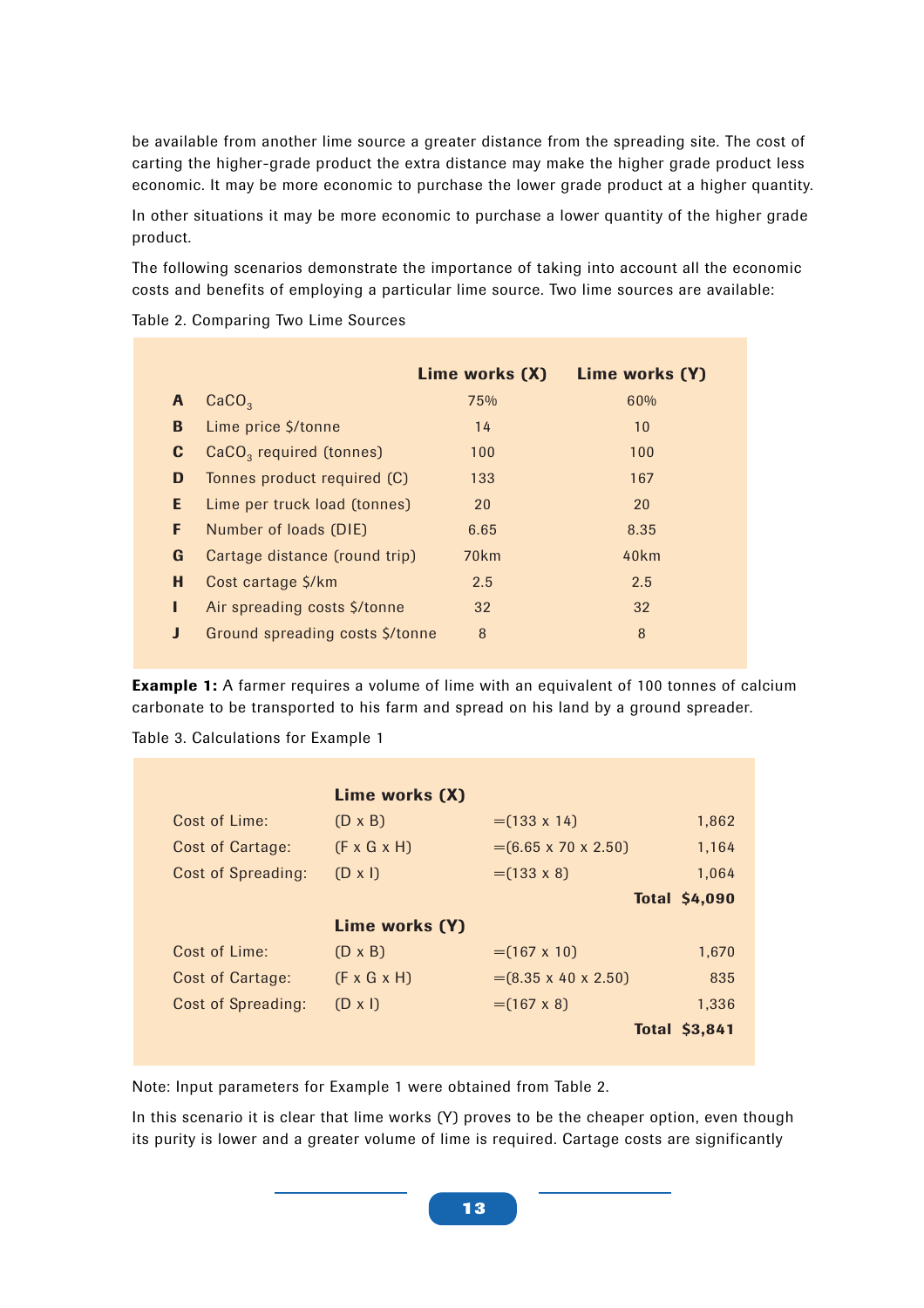be available from another lime source a greater distance from the spreading site. The cost of carting the higher-grade product the extra distance may make the higher grade product less economic. It may be more economic to purchase the lower grade product at a higher quantity.

In other situations it may be more economic to purchase a lower quantity of the higher grade product.

The following scenarios demonstrate the importance of taking into account all the economic costs and benefits of employing a particular lime source. Two lime sources are available:

Table 2. Comparing Two Lime Sources

| | | Lime works (X) | Lime works (Y) |
|---|---|---|---|
| **A** | $CaCO_3$ | 75% | 60% |
| **B** | Lime price $/tonne | 14 | 10 |
| **C** | $CaCO_3$ required (tonnes) | 100 | 100 |
| **D** | Tonnes product required (C) | 133 | 167 |
| **E** | Lime per truck load (tonnes) | 20 | 20 |
| **F** | Number of loads (DIE) | 6.65 | 8.35 |
| **G** | Cartage distance (round trip) | 70km | 40km |
| **H** | Cost cartage $/km | 2.5 | 2.5 |
| **I** | Air spreading costs $/tonne | 32 | 32 |
| **J** | Ground spreading costs $/tonne | 8 | 8 |

**Example 1:** A farmer requires a volume of lime with an equivalent of 100 tonnes of calcium carbonate to be transported to his farm and spread on his land by a ground spreader.

Table 3. Calculations for Example 1

| | **Lime works (X)** | | |
|---|---|---|---|
| Cost of Lime: | (D x B) | =(133 x 14) | 1,862 |
| Cost of Cartage: | (F x G x H) | =(6.65 x 70 x 2.50) | 1,164 |
| Cost of Spreading: | (D x I) | =(133 x 8) | 1,064 |
| | | | **Total $4,090** |
| | **Lime works (Y)** | | |
| Cost of Lime: | (D x B) | =(167 x 10) | 1,670 |
| Cost of Cartage: | (F x G x H) | =(8.35 x 40 x 2.50) | 835 |
| Cost of Spreading: | (D x I) | =(167 x 8) | 1,336 |
| | | | **Total $3,841** |

Note: Input parameters for Example 1 were obtained from Table 2.

In this scenario it is clear that lime works (Y) proves to be the cheaper option, even though its purity is lower and a greater volume of lime is required. Cartage costs are significantly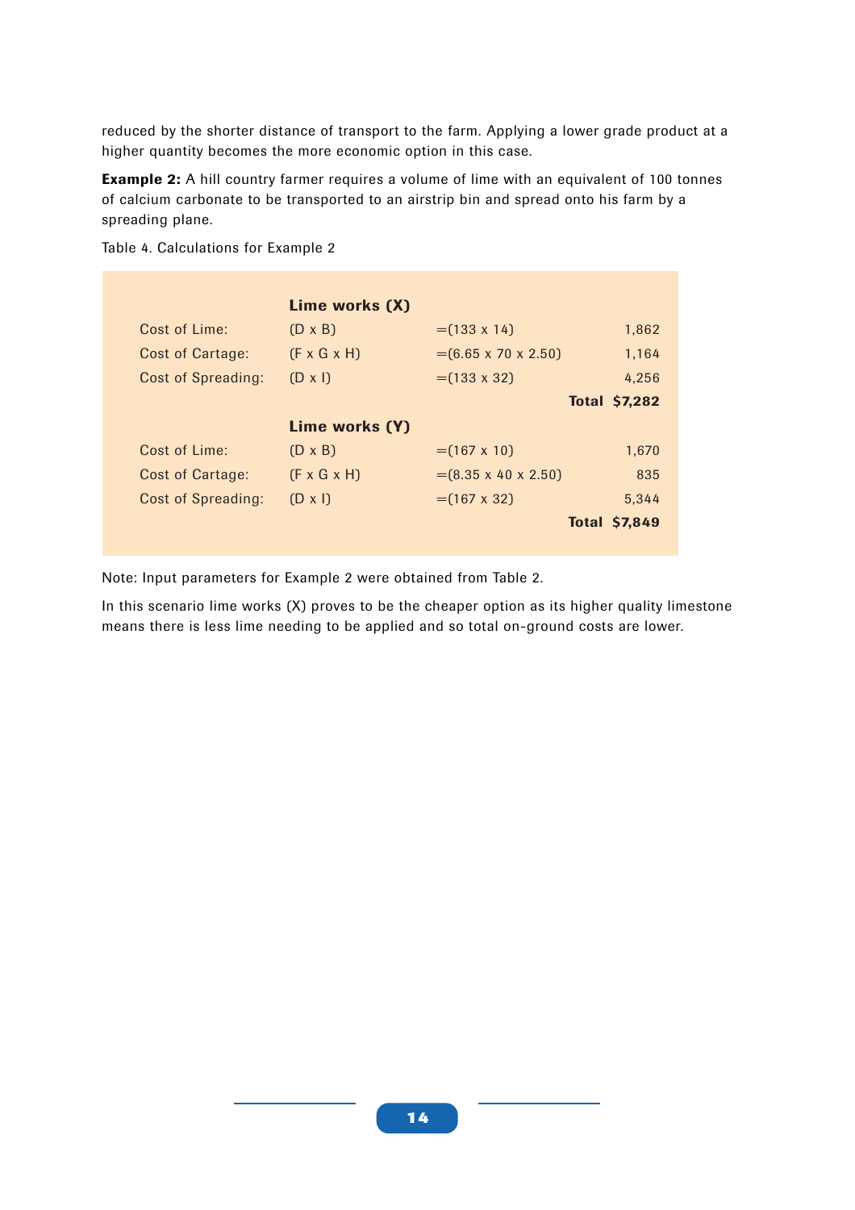reduced by the shorter distance of transport to the farm. Applying a lower grade product at a higher quantity becomes the more economic option in this case.

**Example 2:** A hill country farmer requires a volume of lime with an equivalent of 100 tonnes of calcium carbonate to be transported to an airstrip bin and spread onto his farm by a spreading plane.

Table 4. Calculations for Example 2

| | **Lime works (X)** | | |
|---|---|---|---|
| Cost of Lime: | (D x B) | =(133 x 14) | 1,862 |
| Cost of Cartage: | (F x G x H) | =(6.65 x 70 x 2.50) | 1,164 |
| Cost of Spreading: | (D x I) | =(133 x 32) | 4,256 |
| | | **Total** | **$7,282** |
| | **Lime works (Y)** | | |
| Cost of Lime: | (D x B) | =(167 x 10) | 1,670 |
| Cost of Cartage: | (F x G x H) | =(8.35 x 40 x 2.50) | 835 |
| Cost of Spreading: | (D x I) | =(167 x 32) | 5,344 |
| | | **Total** | **$7,849** |

Note: Input parameters for Example 2 were obtained from Table 2.

In this scenario lime works (X) proves to be the cheaper option as its higher quality limestone means there is less lime needing to be applied and so total on-ground costs are lower.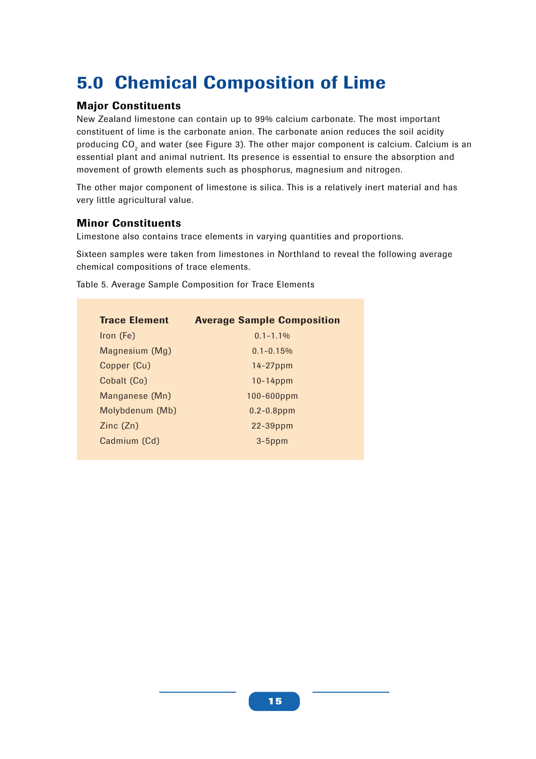# 5.0 Chemical Composition of Lime

## Major Constituents

New Zealand limestone can contain up to 99% calcium carbonate. The most important constituent of lime is the carbonate anion. The carbonate anion reduces the soil acidity producing $CO_2$ and water (see Figure 3). The other major component is calcium. Calcium is an essential plant and animal nutrient. Its presence is essential to ensure the absorption and movement of growth elements such as phosphorus, magnesium and nitrogen.

The other major component of limestone is silica. This is a relatively inert material and has very little agricultural value.

## Minor Constituents

Limestone also contains trace elements in varying quantities and proportions.

Sixteen samples were taken from limestones in Northland to reveal the following average chemical compositions of trace elements.

Table 5. Average Sample Composition for Trace Elements

| Trace Element | Average Sample Composition |
|---|---|
| Iron (Fe) | 0.1-1.1% |
| Magnesium (Mg) | 0.1-0.15% |
| Copper (Cu) | 14-27ppm |
| Cobalt (Co) | 10-14ppm |
| Manganese (Mn) | 100-600ppm |
| Molybdenum (Mb) | 0.2-0.8ppm |
| Zinc (Zn) | 22-39ppm |
| Cadmium (Cd) | 3-5ppm |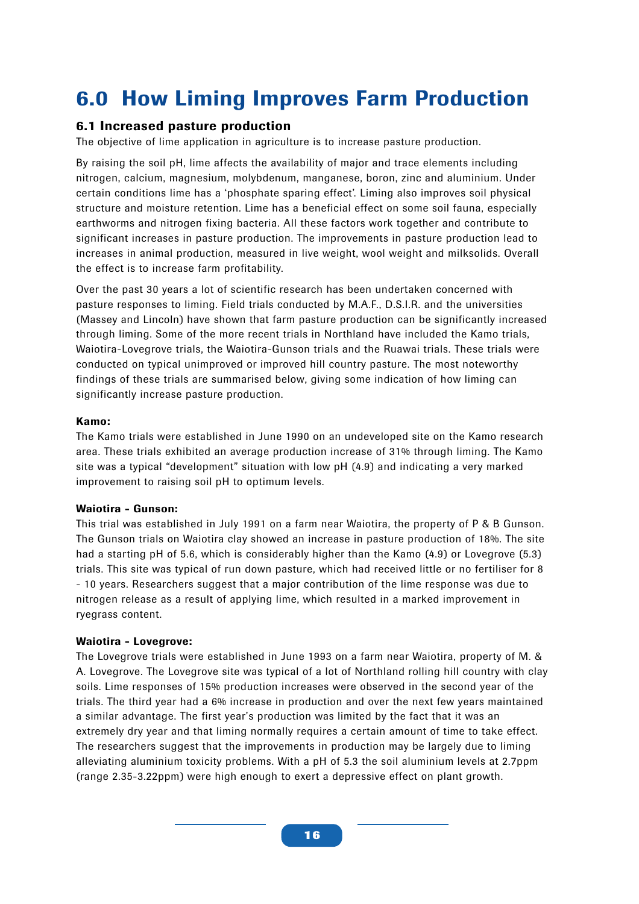# 6.0 How Liming Improves Farm Production

## 6.1 Increased pasture production

The objective of lime application in agriculture is to increase pasture production.

By raising the soil pH, lime affects the availability of major and trace elements including nitrogen, calcium, magnesium, molybdenum, manganese, boron, zinc and aluminium. Under certain conditions lime has a 'phosphate sparing effect'. Liming also improves soil physical structure and moisture retention. Lime has a beneficial effect on some soil fauna, especially earthworms and nitrogen fixing bacteria. All these factors work together and contribute to significant increases in pasture production. The improvements in pasture production lead to increases in animal production, measured in live weight, wool weight and milksolids. Overall the effect is to increase farm profitability.

Over the past 30 years a lot of scientific research has been undertaken concerned with pasture responses to liming. Field trials conducted by M.A.F., D.S.I.R. and the universities (Massey and Lincoln) have shown that farm pasture production can be significantly increased through liming. Some of the more recent trials in Northland have included the Kamo trials, Waiotira-Lovegrove trials, the Waiotira-Gunson trials and the Ruawai trials. These trials were conducted on typical unimproved or improved hill country pasture. The most noteworthy findings of these trials are summarised below, giving some indication of how liming can significantly increase pasture production.

**Kamo:**

The Kamo trials were established in June 1990 on an undeveloped site on the Kamo research area. These trials exhibited an average production increase of 31% through liming. The Kamo site was a typical "development" situation with low pH (4.9) and indicating a very marked improvement to raising soil pH to optimum levels.

**Waiotira - Gunson:**

This trial was established in July 1991 on a farm near Waiotira, the property of P & B Gunson. The Gunson trials on Waiotira clay showed an increase in pasture production of 18%. The site had a starting pH of 5.6, which is considerably higher than the Kamo (4.9) or Lovegrove (5.3) trials. This site was typical of run down pasture, which had received little or no fertiliser for 8 - 10 years. Researchers suggest that a major contribution of the lime response was due to nitrogen release as a result of applying lime, which resulted in a marked improvement in ryegrass content.

**Waiotira - Lovegrove:**

The Lovegrove trials were established in June 1993 on a farm near Waiotira, property of M. & A. Lovegrove. The Lovegrove site was typical of a lot of Northland rolling hill country with clay soils. Lime responses of 15% production increases were observed in the second year of the trials. The third year had a 6% increase in production and over the next few years maintained a similar advantage. The first year's production was limited by the fact that it was an extremely dry year and that liming normally requires a certain amount of time to take effect. The researchers suggest that the improvements in production may be largely due to liming alleviating aluminium toxicity problems. With a pH of 5.3 the soil aluminium levels at 2.7ppm (range 2.35-3.22ppm) were high enough to exert a depressive effect on plant growth.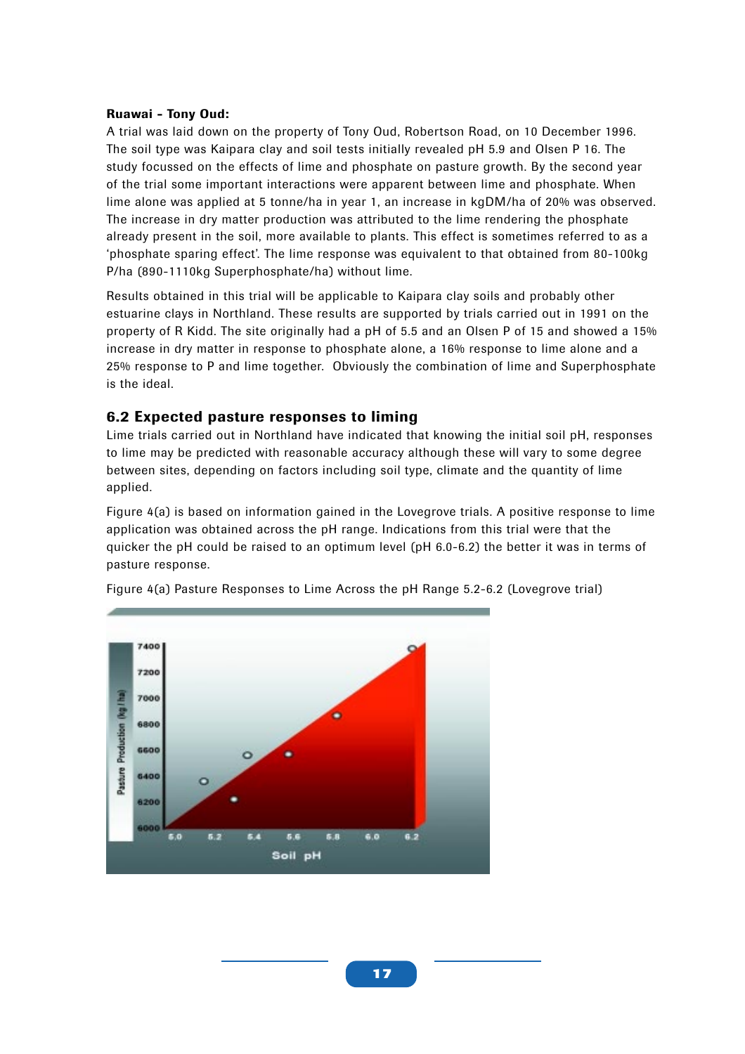**Ruawai - Tony Oud:**

A trial was laid down on the property of Tony Oud, Robertson Road, on 10 December 1996. The soil type was Kaipara clay and soil tests initially revealed pH 5.9 and Olsen P 16. The study focussed on the effects of lime and phosphate on pasture growth. By the second year of the trial some important interactions were apparent between lime and phosphate. When lime alone was applied at 5 tonne/ha in year 1, an increase in kgDM/ha of 20% was observed. The increase in dry matter production was attributed to the lime rendering the phosphate already present in the soil, more available to plants. This effect is sometimes referred to as a 'phosphate sparing effect'. The lime response was equivalent to that obtained from 80-100kg P/ha (890-1110kg Superphosphate/ha) without lime.

Results obtained in this trial will be applicable to Kaipara clay soils and probably other estuarine clays in Northland. These results are supported by trials carried out in 1991 on the property of R Kidd. The site originally had a pH of 5.5 and an Olsen P of 15 and showed a 15% increase in dry matter in response to phosphate alone, a 16% response to lime alone and a 25% response to P and lime together. Obviously the combination of lime and Superphosphate is the ideal.

## 6.2 Expected pasture responses to liming

Lime trials carried out in Northland have indicated that knowing the initial soil pH, responses to lime may be predicted with reasonable accuracy although these will vary to some degree between sites, depending on factors including soil type, climate and the quantity of lime applied.

Figure 4(a) is based on information gained in the Lovegrove trials. A positive response to lime application was obtained across the pH range. Indications from this trial were that the quicker the pH could be raised to an optimum level (pH 6.0-6.2) the better it was in terms of pasture response.

Figure 4(a) Pasture Responses to Lime Across the pH Range 5.2-6.2 (Lovegrove trial)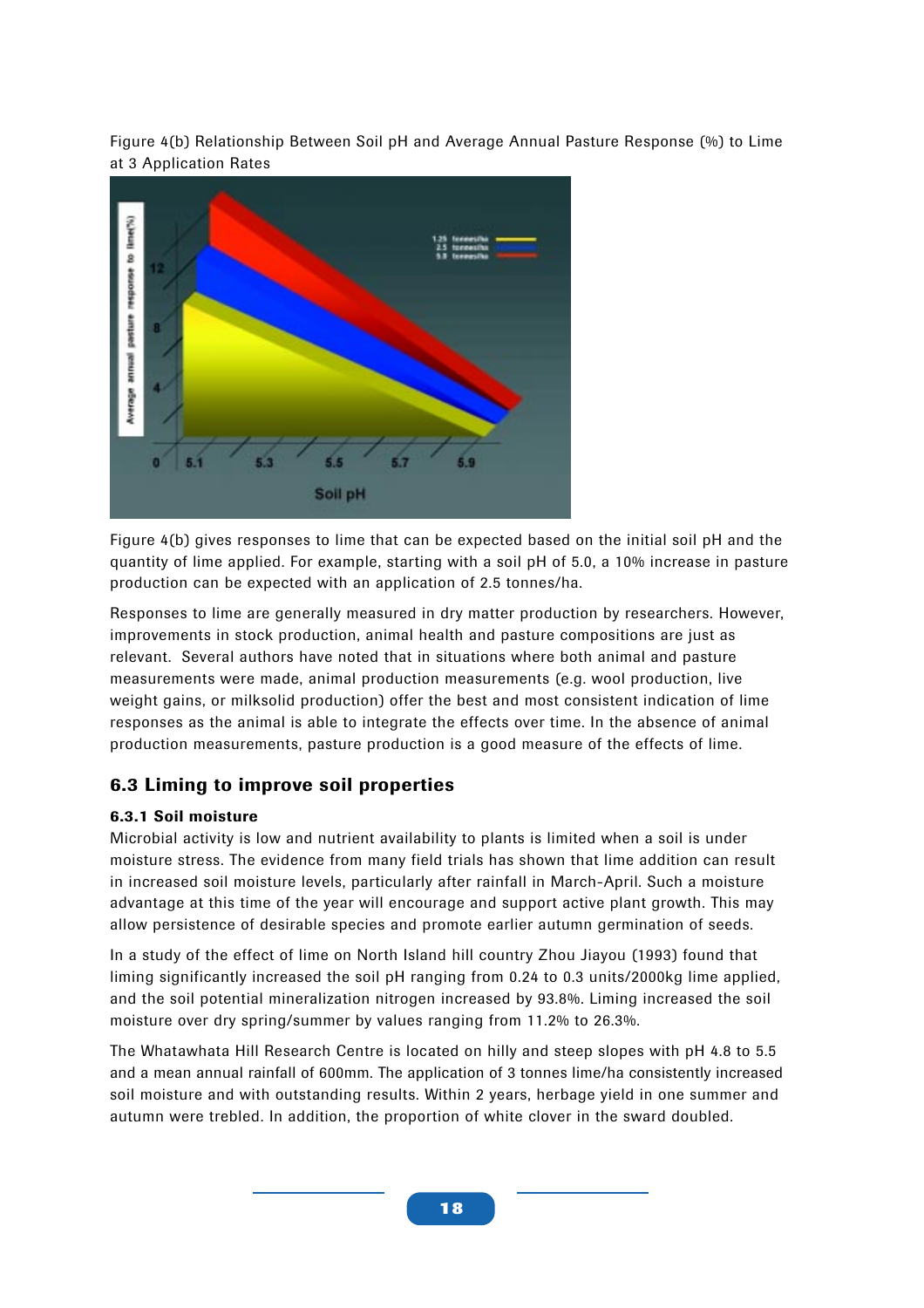Figure 4(b) Relationship Between Soil pH and Average Annual Pasture Response (%) to Lime at 3 Application Rates

Figure 4(b) gives responses to lime that can be expected based on the initial soil pH and the quantity of lime applied. For example, starting with a soil pH of 5.0, a 10% increase in pasture production can be expected with an application of 2.5 tonnes/ha.

Responses to lime are generally measured in dry matter production by researchers. However, improvements in stock production, animal health and pasture compositions are just as relevant. Several authors have noted that in situations where both animal and pasture measurements were made, animal production measurements (e.g. wool production, live weight gains, or milksolid production) offer the best and most consistent indication of lime responses as the animal is able to integrate the effects over time. In the absence of animal production measurements, pasture production is a good measure of the effects of lime.

## 6.3 Liming to improve soil properties

### 6.3.1 Soil moisture

Microbial activity is low and nutrient availability to plants is limited when a soil is under moisture stress. The evidence from many field trials has shown that lime addition can result in increased soil moisture levels, particularly after rainfall in March-April. Such a moisture advantage at this time of the year will encourage and support active plant growth. This may allow persistence of desirable species and promote earlier autumn germination of seeds.

In a study of the effect of lime on North Island hill country Zhou Jiayou (1993) found that liming significantly increased the soil pH ranging from 0.24 to 0.3 units/2000kg lime applied, and the soil potential mineralization nitrogen increased by 93.8%. Liming increased the soil moisture over dry spring/summer by values ranging from 11.2% to 26.3%.

The Whatawhata Hill Research Centre is located on hilly and steep slopes with pH 4.8 to 5.5 and a mean annual rainfall of 600mm. The application of 3 tonnes lime/ha consistently increased soil moisture and with outstanding results. Within 2 years, herbage yield in one summer and autumn were trebled. In addition, the proportion of white clover in the sward doubled.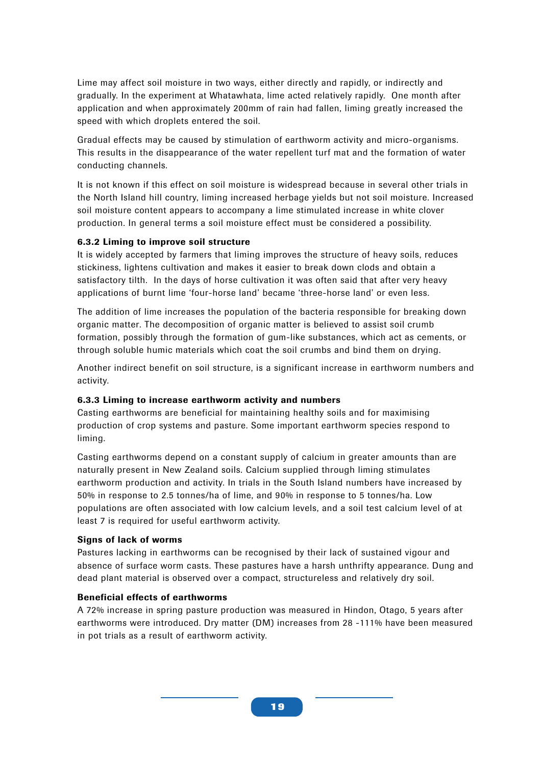Lime may affect soil moisture in two ways, either directly and rapidly, or indirectly and gradually. In the experiment at Whatawhata, lime acted relatively rapidly. One month after application and when approximately 200mm of rain had fallen, liming greatly increased the speed with which droplets entered the soil.

Gradual effects may be caused by stimulation of earthworm activity and micro-organisms. This results in the disappearance of the water repellent turf mat and the formation of water conducting channels.

It is not known if this effect on soil moisture is widespread because in several other trials in the North Island hill country, liming increased herbage yields but not soil moisture. Increased soil moisture content appears to accompany a lime stimulated increase in white clover production. In general terms a soil moisture effect must be considered a possibility.

### 6.3.2 Liming to improve soil structure

It is widely accepted by farmers that liming improves the structure of heavy soils, reduces stickiness, lightens cultivation and makes it easier to break down clods and obtain a satisfactory tilth. In the days of horse cultivation it was often said that after very heavy applications of burnt lime 'four-horse land' became 'three-horse land' or even less.

The addition of lime increases the population of the bacteria responsible for breaking down organic matter. The decomposition of organic matter is believed to assist soil crumb formation, possibly through the formation of gum-like substances, which act as cements, or through soluble humic materials which coat the soil crumbs and bind them on drying.

Another indirect benefit on soil structure, is a significant increase in earthworm numbers and activity.

### 6.3.3 Liming to increase earthworm activity and numbers

Casting earthworms are beneficial for maintaining healthy soils and for maximising production of crop systems and pasture. Some important earthworm species respond to liming.

Casting earthworms depend on a constant supply of calcium in greater amounts than are naturally present in New Zealand soils. Calcium supplied through liming stimulates earthworm production and activity. In trials in the South Island numbers have increased by 50% in response to 2.5 tonnes/ha of lime, and 90% in response to 5 tonnes/ha. Low populations are often associated with low calcium levels, and a soil test calcium level of at least 7 is required for useful earthworm activity.

#### Signs of lack of worms

Pastures lacking in earthworms can be recognised by their lack of sustained vigour and absence of surface worm casts. These pastures have a harsh unthrifty appearance. Dung and dead plant material is observed over a compact, structureless and relatively dry soil.

#### Beneficial effects of earthworms

A 72% increase in spring pasture production was measured in Hindon, Otago, 5 years after earthworms were introduced. Dry matter (DM) increases from 28 -111% have been measured in pot trials as a result of earthworm activity.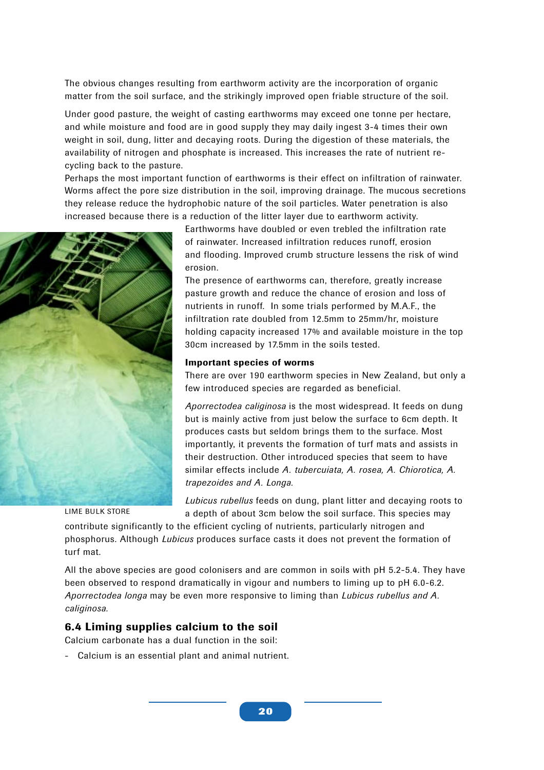The obvious changes resulting from earthworm activity are the incorporation of organic matter from the soil surface, and the strikingly improved open friable structure of the soil.

Under good pasture, the weight of casting earthworms may exceed one tonne per hectare, and while moisture and food are in good supply they may daily ingest 3-4 times their own weight in soil, dung, litter and decaying roots. During the digestion of these materials, the availability of nitrogen and phosphate is increased. This increases the rate of nutrient re-cycling back to the pasture.

Perhaps the most important function of earthworms is their effect on infiltration of rainwater. Worms affect the pore size distribution in the soil, improving drainage. The mucous secretions they release reduce the hydrophobic nature of the soil particles. Water penetration is also increased because there is a reduction of the litter layer due to earthworm activity.

Earthworms have doubled or even trebled the infiltration rate of rainwater. Increased infiltration reduces runoff, erosion and flooding. Improved crumb structure lessens the risk of wind erosion.

The presence of earthworms can, therefore, greatly increase pasture growth and reduce the chance of erosion and loss of nutrients in runoff. In some trials performed by M.A.F., the infiltration rate doubled from 12.5mm to 25mm/hr, moisture holding capacity increased 17% and available moisture in the top 30cm increased by 17.5mm in the soils tested.

LIME BULK STORE

**Important species of worms**

There are over 190 earthworm species in New Zealand, but only a few introduced species are regarded as beneficial.

*Aporrectodea caliginosa* is the most widespread. It feeds on dung but is mainly active from just below the surface to 6cm depth. It produces casts but seldom brings them to the surface. Most importantly, it prevents the formation of turf mats and assists in their destruction. Other introduced species that seem to have similar effects include *A. tubercuiata, A. rosea, A. Chiorotica, A. trapezoides and A. Longa.*

*Lubicus rubellus* feeds on dung, plant litter and decaying roots to a depth of about 3cm below the soil surface. This species may contribute significantly to the efficient cycling of nutrients, particularly nitrogen and phosphorus. Although *Lubicus* produces surface casts it does not prevent the formation of turf mat.

All the above species are good colonisers and are common in soils with pH 5.2-5.4. They have been observed to respond dramatically in vigour and numbers to liming up to pH 6.0-6.2. *Aporrectodea longa* may be even more responsive to liming than *Lubicus rubellus and A. caliginosa.*

## 6.4 Liming supplies calcium to the soil

Calcium carbonate has a dual function in the soil:

- Calcium is an essential plant and animal nutrient.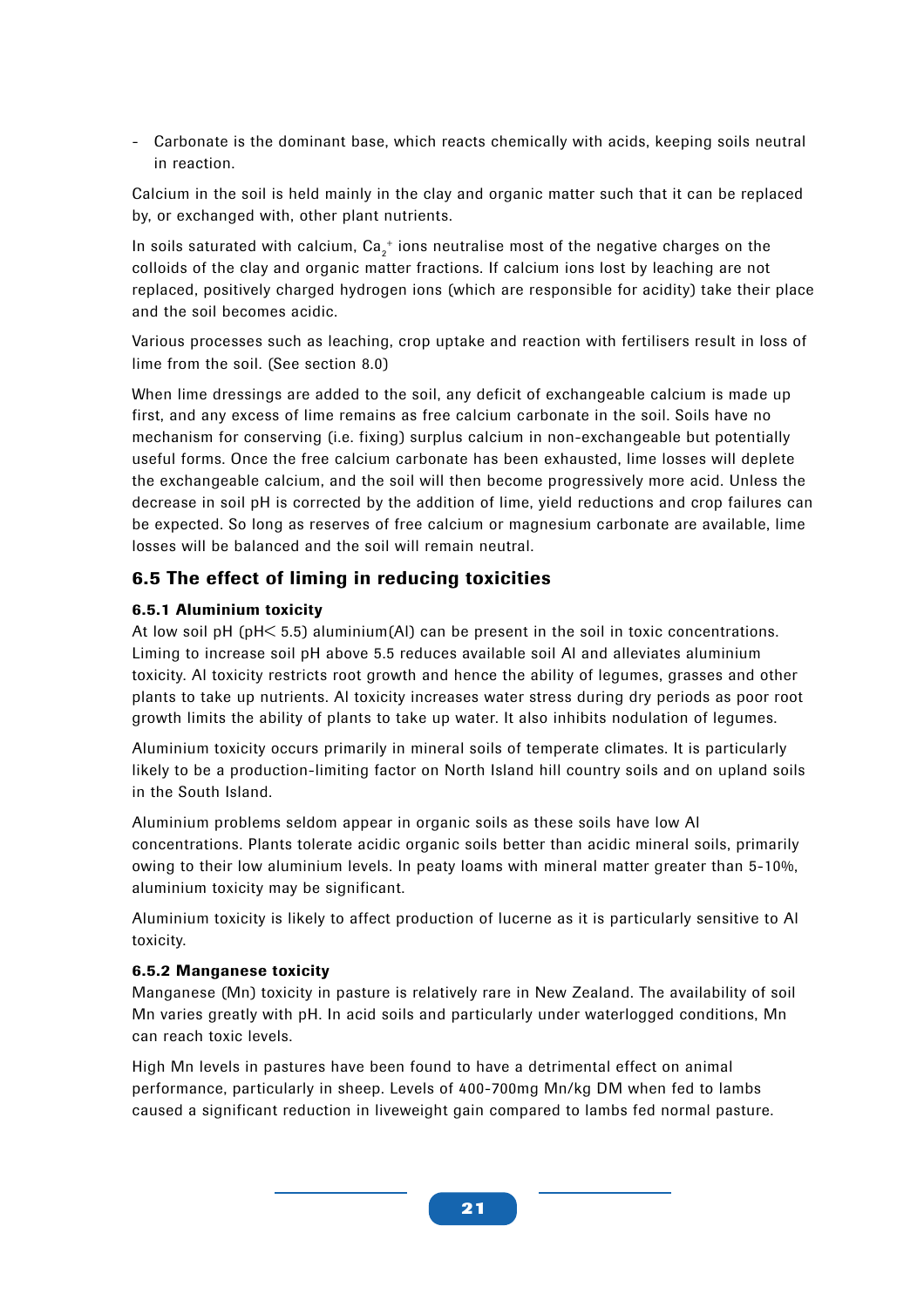- Carbonate is the dominant base, which reacts chemically with acids, keeping soils neutral in reaction.

Calcium in the soil is held mainly in the clay and organic matter such that it can be replaced by, or exchanged with, other plant nutrients.

In soils saturated with calcium, $Ca_2^+$ ions neutralise most of the negative charges on the colloids of the clay and organic matter fractions. If calcium ions lost by leaching are not replaced, positively charged hydrogen ions (which are responsible for acidity) take their place and the soil becomes acidic.

Various processes such as leaching, crop uptake and reaction with fertilisers result in loss of lime from the soil. (See section 8.0)

When lime dressings are added to the soil, any deficit of exchangeable calcium is made up first, and any excess of lime remains as free calcium carbonate in the soil. Soils have no mechanism for conserving (i.e. fixing) surplus calcium in non-exchangeable but potentially useful forms. Once the free calcium carbonate has been exhausted, lime losses will deplete the exchangeable calcium, and the soil will then become progressively more acid. Unless the decrease in soil pH is corrected by the addition of lime, yield reductions and crop failures can be expected. So long as reserves of free calcium or magnesium carbonate are available, lime losses will be balanced and the soil will remain neutral.

## 6.5 The effect of liming in reducing toxicities

### 6.5.1 Aluminium toxicity

At low soil pH (pH< 5.5) aluminium(Al) can be present in the soil in toxic concentrations. Liming to increase soil pH above 5.5 reduces available soil Al and alleviates aluminium toxicity. Al toxicity restricts root growth and hence the ability of legumes, grasses and other plants to take up nutrients. Al toxicity increases water stress during dry periods as poor root growth limits the ability of plants to take up water. It also inhibits nodulation of legumes.

Aluminium toxicity occurs primarily in mineral soils of temperate climates. It is particularly likely to be a production-limiting factor on North Island hill country soils and on upland soils in the South Island.

Aluminium problems seldom appear in organic soils as these soils have low Al concentrations. Plants tolerate acidic organic soils better than acidic mineral soils, primarily owing to their low aluminium levels. In peaty loams with mineral matter greater than 5-10%, aluminium toxicity may be significant.

Aluminium toxicity is likely to affect production of lucerne as it is particularly sensitive to Al toxicity.

### 6.5.2 Manganese toxicity

Manganese (Mn) toxicity in pasture is relatively rare in New Zealand. The availability of soil Mn varies greatly with pH. In acid soils and particularly under waterlogged conditions, Mn can reach toxic levels.

High Mn levels in pastures have been found to have a detrimental effect on animal performance, particularly in sheep. Levels of 400-700mg Mn/kg DM when fed to lambs caused a significant reduction in liveweight gain compared to lambs fed normal pasture.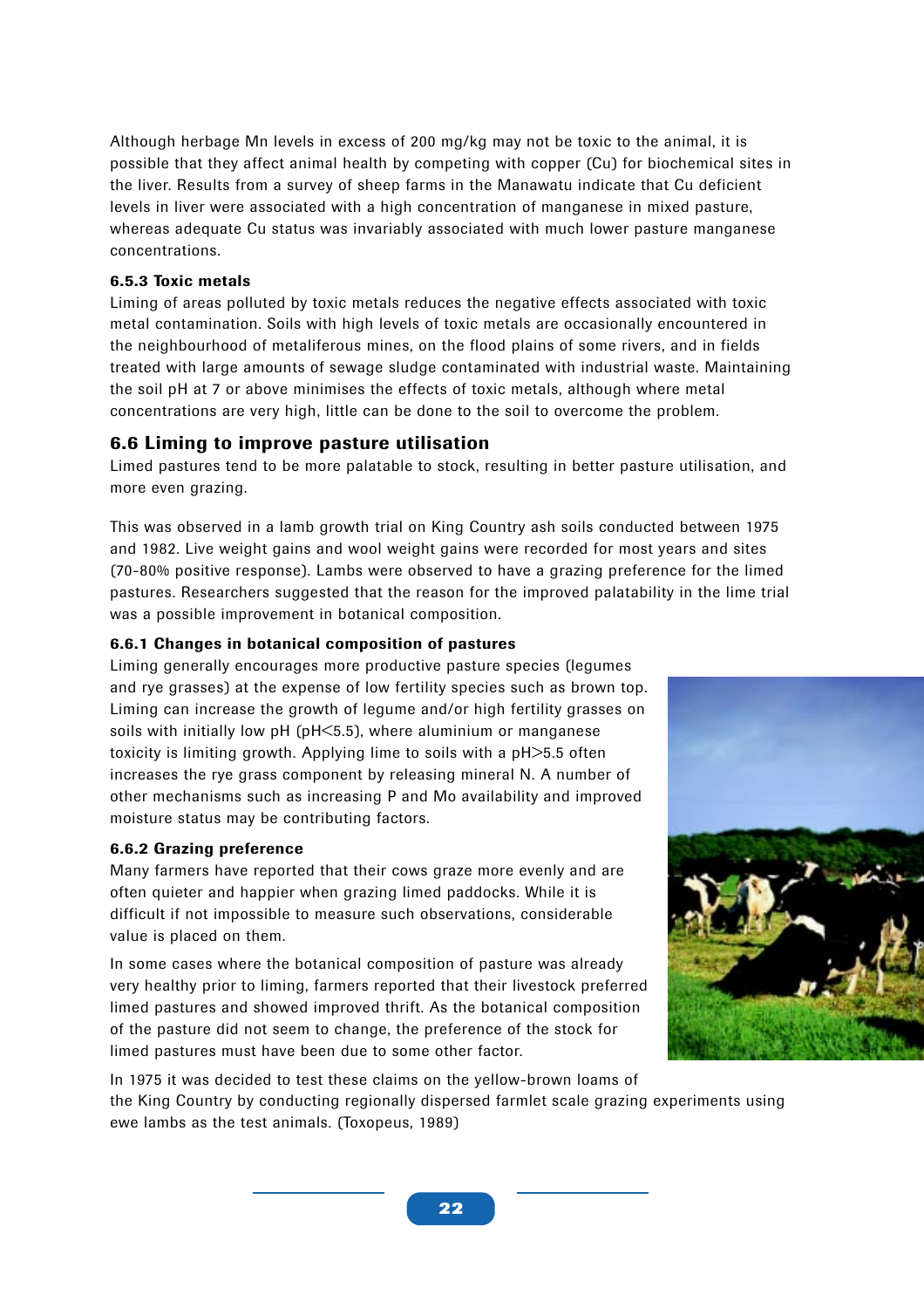Although herbage Mn levels in excess of 200 mg/kg may not be toxic to the animal, it is possible that they affect animal health by competing with copper (Cu) for biochemical sites in the liver. Results from a survey of sheep farms in the Manawatu indicate that Cu deficient levels in liver were associated with a high concentration of manganese in mixed pasture, whereas adequate Cu status was invariably associated with much lower pasture manganese concentrations.

#### 6.5.3 Toxic metals

Liming of areas polluted by toxic metals reduces the negative effects associated with toxic metal contamination. Soils with high levels of toxic metals are occasionally encountered in the neighbourhood of metaliferous mines, on the flood plains of some rivers, and in fields treated with large amounts of sewage sludge contaminated with industrial waste. Maintaining the soil pH at 7 or above minimises the effects of toxic metals, although where metal concentrations are very high, little can be done to the soil to overcome the problem.

### 6.6 Liming to improve pasture utilisation

Limed pastures tend to be more palatable to stock, resulting in better pasture utilisation, and more even grazing.

This was observed in a lamb growth trial on King Country ash soils conducted between 1975 and 1982. Live weight gains and wool weight gains were recorded for most years and sites (70-80% positive response). Lambs were observed to have a grazing preference for the limed pastures. Researchers suggested that the reason for the improved palatability in the lime trial was a possible improvement in botanical composition.

#### 6.6.1 Changes in botanical composition of pastures

Liming generally encourages more productive pasture species (legumes and rye grasses) at the expense of low fertility species such as brown top. Liming can increase the growth of legume and/or high fertility grasses on soils with initially low pH (pH<5.5), where aluminium or manganese toxicity is limiting growth. Applying lime to soils with a pH>5.5 often increases the rye grass component by releasing mineral N. A number of other mechanisms such as increasing P and Mo availability and improved moisture status may be contributing factors.

#### 6.6.2 Grazing preference

Many farmers have reported that their cows graze more evenly and are often quieter and happier when grazing limed paddocks. While it is difficult if not impossible to measure such observations, considerable value is placed on them.

In some cases where the botanical composition of pasture was already very healthy prior to liming, farmers reported that their livestock preferred limed pastures and showed improved thrift. As the botanical composition of the pasture did not seem to change, the preference of the stock for limed pastures must have been due to some other factor.

In 1975 it was decided to test these claims on the yellow-brown loams of the King Country by conducting regionally dispersed farmlet scale grazing experiments using ewe lambs as the test animals. (Toxopeus, 1989)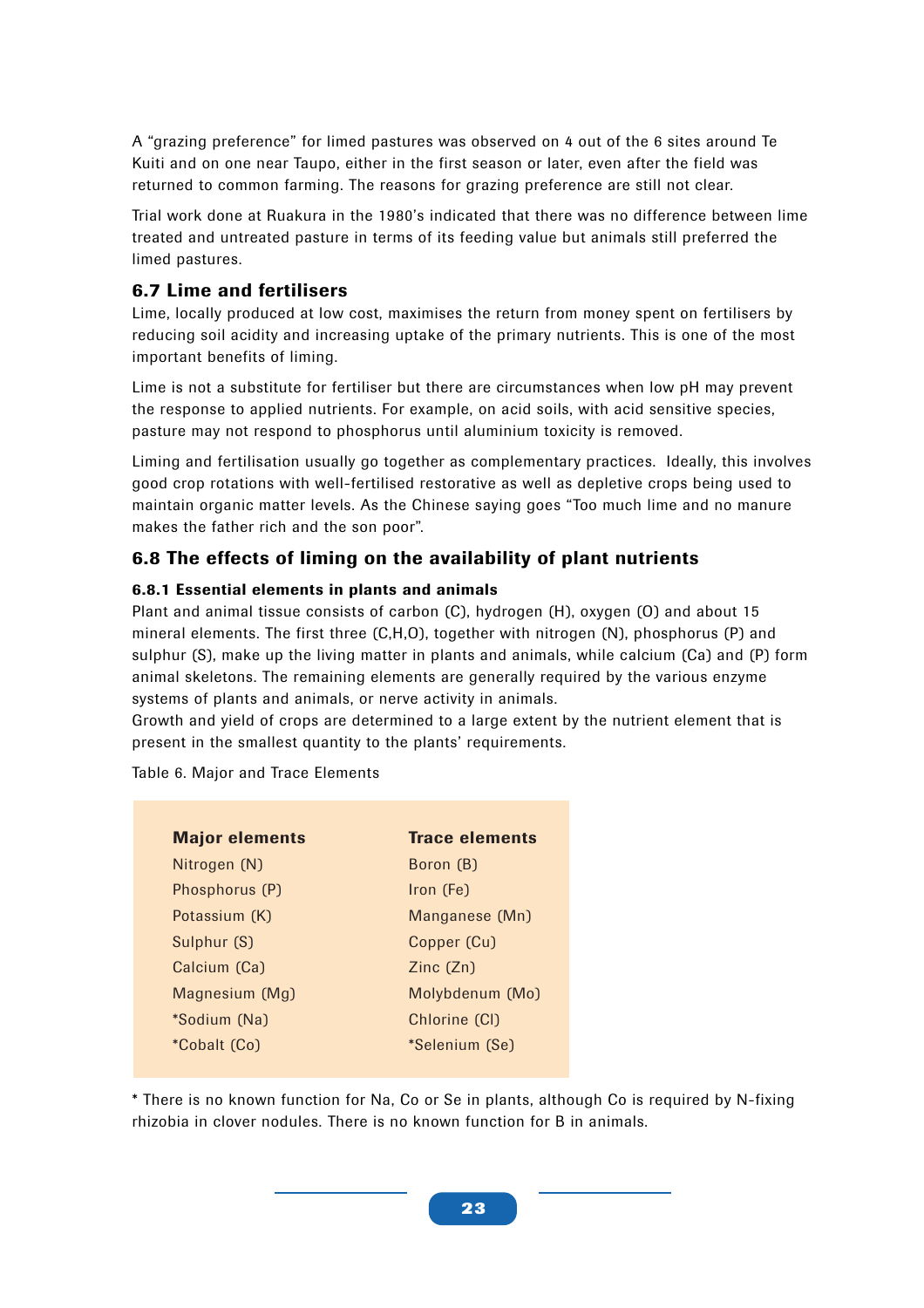A "grazing preference" for limed pastures was observed on 4 out of the 6 sites around Te Kuiti and on one near Taupo, either in the first season or later, even after the field was returned to common farming. The reasons for grazing preference are still not clear.

Trial work done at Ruakura in the 1980's indicated that there was no difference between lime treated and untreated pasture in terms of its feeding value but animals still preferred the limed pastures.

## 6.7 Lime and fertilisers

Lime, locally produced at low cost, maximises the return from money spent on fertilisers by reducing soil acidity and increasing uptake of the primary nutrients. This is one of the most important benefits of liming.

Lime is not a substitute for fertiliser but there are circumstances when low pH may prevent the response to applied nutrients. For example, on acid soils, with acid sensitive species, pasture may not respond to phosphorus until aluminium toxicity is removed.

Liming and fertilisation usually go together as complementary practices. Ideally, this involves good crop rotations with well-fertilised restorative as well as depletive crops being used to maintain organic matter levels. As the Chinese saying goes "Too much lime and no manure makes the father rich and the son poor".

## 6.8 The effects of liming on the availability of plant nutrients

### 6.8.1 Essential elements in plants and animals

Plant and animal tissue consists of carbon (C), hydrogen (H), oxygen (O) and about 15 mineral elements. The first three (C,H,O), together with nitrogen (N), phosphorus (P) and sulphur (S), make up the living matter in plants and animals, while calcium (Ca) and (P) form animal skeletons. The remaining elements are generally required by the various enzyme systems of plants and animals, or nerve activity in animals.

Growth and yield of crops are determined to a large extent by the nutrient element that is present in the smallest quantity to the plants' requirements.

Table 6. Major and Trace Elements

| Major elements | Trace elements |
|---|---|
| Nitrogen (N) | Boron (B) |
| Phosphorus (P) | Iron (Fe) |
| Potassium (K) | Manganese (Mn) |
| Sulphur (S) | Copper (Cu) |
| Calcium (Ca) | Zinc (Zn) |
| Magnesium (Mg) | Molybdenum (Mo) |
| *Sodium (Na) | Chlorine (Cl) |
| *Cobalt (Co) | *Selenium (Se) |

* There is no known function for Na, Co or Se in plants, although Co is required by N-fixing rhizobia in clover nodules. There is no known function for B in animals.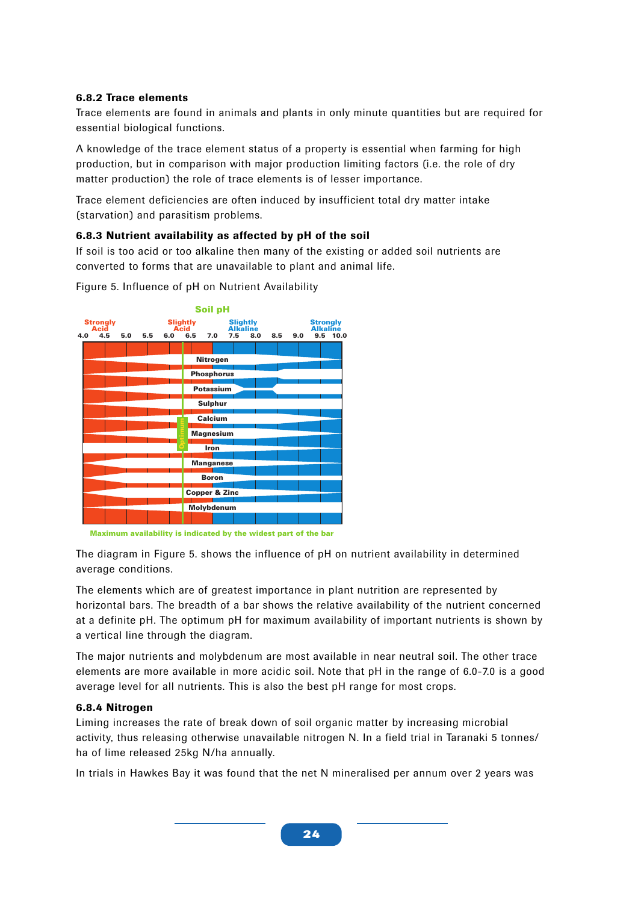### 6.8.2 Trace elements

Trace elements are found in animals and plants in only minute quantities but are required for essential biological functions.

A knowledge of the trace element status of a property is essential when farming for high production, but in comparison with major production limiting factors (i.e. the role of dry matter production) the role of trace elements is of lesser importance.

Trace element deficiencies are often induced by insufficient total dry matter intake (starvation) and parasitism problems.

### 6.8.3 Nutrient availability as affected by pH of the soil

If soil is too acid or too alkaline then many of the existing or added soil nutrients are converted to forms that are unavailable to plant and animal life.

Figure 5. Influence of pH on Nutrient Availability

Soil pH

Strongly Acid | Slightly Acid | Slightly Alkaline | Strongly Alkaline

4.0 4.5 5.0 5.5 6.0 6.5 7.0 7.5 8.0 8.5 9.0 9.5 10.0

Nitrogen, Phosphorus, Potassium, Sulphur, Calcium, Magnesium, Iron, Manganese, Boron, Copper & Zinc, Molybdenum

Optimum

Maximum availability is indicated by the widest part of the bar

The diagram in Figure 5. shows the influence of pH on nutrient availability in determined average conditions.

The elements which are of greatest importance in plant nutrition are represented by horizontal bars. The breadth of a bar shows the relative availability of the nutrient concerned at a definite pH. The optimum pH for maximum availability of important nutrients is shown by a vertical line through the diagram.

The major nutrients and molybdenum are most available in near neutral soil. The other trace elements are more available in more acidic soil. Note that pH in the range of 6.0-7.0 is a good average level for all nutrients. This is also the best pH range for most crops.

### 6.8.4 Nitrogen

Liming increases the rate of break down of soil organic matter by increasing microbial activity, thus releasing otherwise unavailable nitrogen N. In a field trial in Taranaki 5 tonnes/ha of lime released 25kg N/ha annually.

In trials in Hawkes Bay it was found that the net N mineralised per annum over 2 years was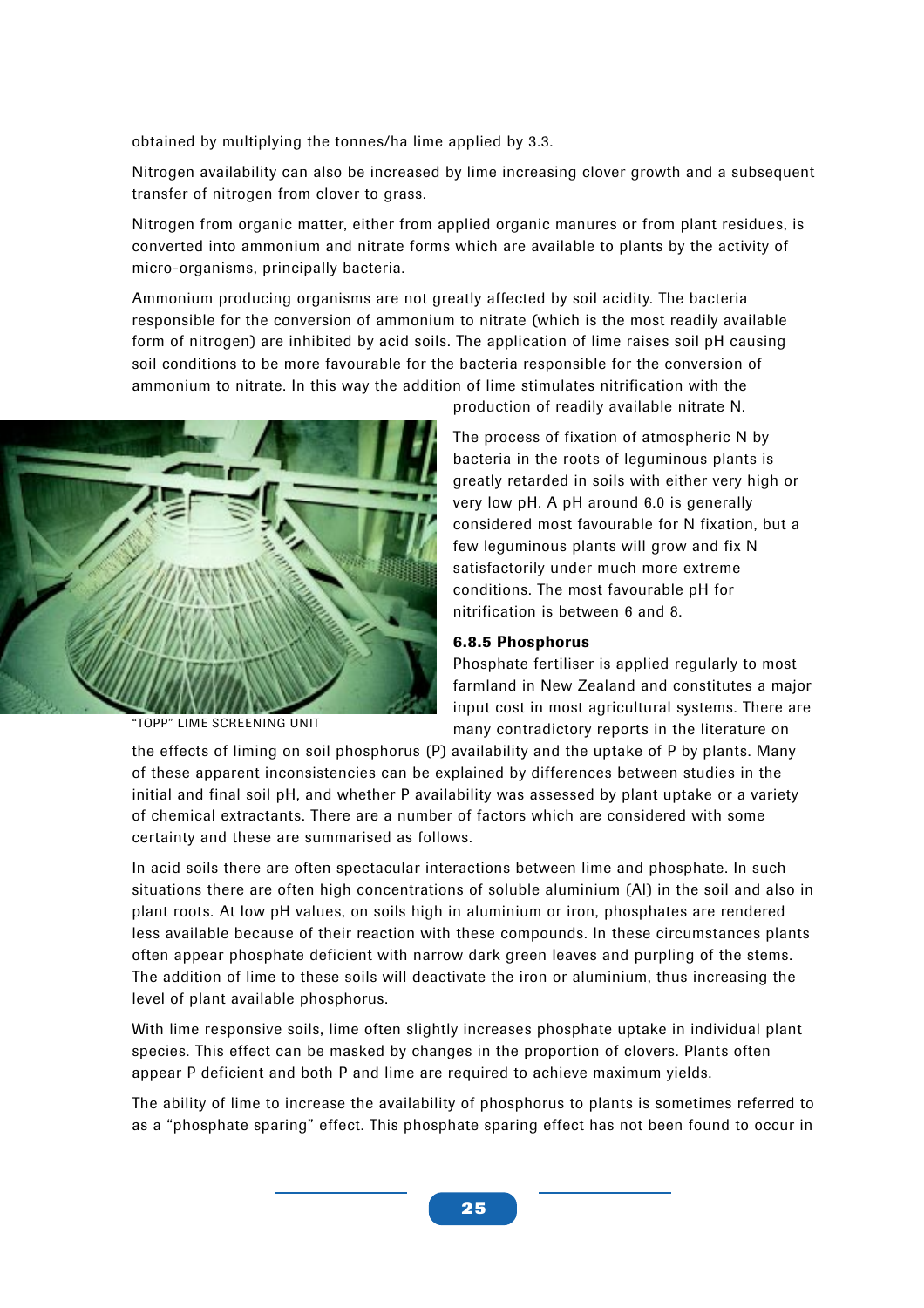obtained by multiplying the tonnes/ha lime applied by 3.3.

Nitrogen availability can also be increased by lime increasing clover growth and a subsequent transfer of nitrogen from clover to grass.

Nitrogen from organic matter, either from applied organic manures or from plant residues, is converted into ammonium and nitrate forms which are available to plants by the activity of micro-organisms, principally bacteria.

Ammonium producing organisms are not greatly affected by soil acidity. The bacteria responsible for the conversion of ammonium to nitrate (which is the most readily available form of nitrogen) are inhibited by acid soils. The application of lime raises soil pH causing soil conditions to be more favourable for the bacteria responsible for the conversion of ammonium to nitrate. In this way the addition of lime stimulates nitrification with the production of readily available nitrate N.

"TOPP" LIME SCREENING UNIT

The process of fixation of atmospheric N by bacteria in the roots of leguminous plants is greatly retarded in soils with either very high or very low pH. A pH around 6.0 is generally considered most favourable for N fixation, but a few leguminous plants will grow and fix N satisfactorily under much more extreme conditions. The most favourable pH for nitrification is between 6 and 8.

### 6.8.5 Phosphorus

Phosphate fertiliser is applied regularly to most farmland in New Zealand and constitutes a major input cost in most agricultural systems. There are many contradictory reports in the literature on the effects of liming on soil phosphorus (P) availability and the uptake of P by plants. Many of these apparent inconsistencies can be explained by differences between studies in the initial and final soil pH, and whether P availability was assessed by plant uptake or a variety of chemical extractants. There are a number of factors which are considered with some certainty and these are summarised as follows.

In acid soils there are often spectacular interactions between lime and phosphate. In such situations there are often high concentrations of soluble aluminium (Al) in the soil and also in plant roots. At low pH values, on soils high in aluminium or iron, phosphates are rendered less available because of their reaction with these compounds. In these circumstances plants often appear phosphate deficient with narrow dark green leaves and purpling of the stems. The addition of lime to these soils will deactivate the iron or aluminium, thus increasing the level of plant available phosphorus.

With lime responsive soils, lime often slightly increases phosphate uptake in individual plant species. This effect can be masked by changes in the proportion of clovers. Plants often appear P deficient and both P and lime are required to achieve maximum yields.

The ability of lime to increase the availability of phosphorus to plants is sometimes referred to as a "phosphate sparing" effect. This phosphate sparing effect has not been found to occur in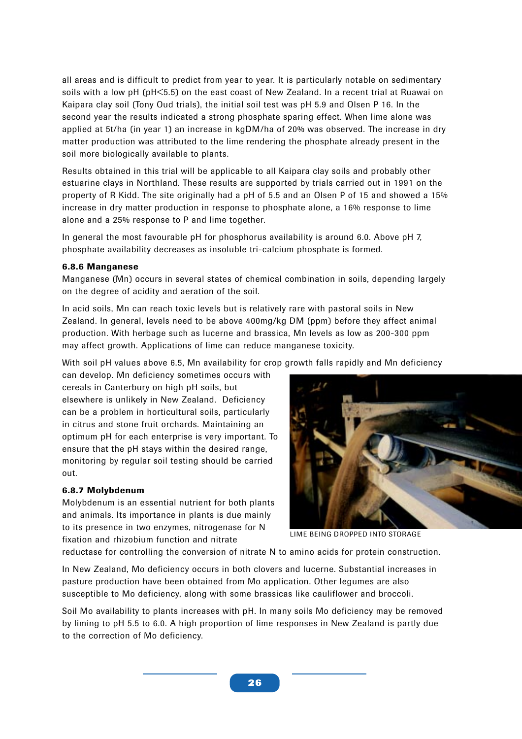all areas and is difficult to predict from year to year. It is particularly notable on sedimentary soils with a low pH (pH<5.5) on the east coast of New Zealand. In a recent trial at Ruawai on Kaipara clay soil (Tony Oud trials), the initial soil test was pH 5.9 and Olsen P 16. In the second year the results indicated a strong phosphate sparing effect. When lime alone was applied at 5t/ha (in year 1) an increase in kgDM/ha of 20% was observed. The increase in dry matter production was attributed to the lime rendering the phosphate already present in the soil more biologically available to plants.

Results obtained in this trial will be applicable to all Kaipara clay soils and probably other estuarine clays in Northland. These results are supported by trials carried out in 1991 on the property of R Kidd. The site originally had a pH of 5.5 and an Olsen P of 15 and showed a 15% increase in dry matter production in response to phosphate alone, a 16% response to lime alone and a 25% response to P and lime together.

In general the most favourable pH for phosphorus availability is around 6.0. Above pH 7, phosphate availability decreases as insoluble tri-calcium phosphate is formed.

#### 6.8.6 Manganese

Manganese (Mn) occurs in several states of chemical combination in soils, depending largely on the degree of acidity and aeration of the soil.

In acid soils, Mn can reach toxic levels but is relatively rare with pastoral soils in New Zealand. In general, levels need to be above 400mg/kg DM (ppm) before they affect animal production. With herbage such as lucerne and brassica, Mn levels as low as 200-300 ppm may affect growth. Applications of lime can reduce manganese toxicity.

With soil pH values above 6.5, Mn availability for crop growth falls rapidly and Mn deficiency can develop. Mn deficiency sometimes occurs with cereals in Canterbury on high pH soils, but elsewhere is unlikely in New Zealand. Deficiency can be a problem in horticultural soils, particularly in citrus and stone fruit orchards. Maintaining an optimum pH for each enterprise is very important. To ensure that the pH stays within the desired range, monitoring by regular soil testing should be carried out.

LIME BEING DROPPED INTO STORAGE

#### 6.8.7 Molybdenum

Molybdenum is an essential nutrient for both plants and animals. Its importance in plants is due mainly to its presence in two enzymes, nitrogenase for N fixation and rhizobium function and nitrate reductase for controlling the conversion of nitrate N to amino acids for protein construction.

In New Zealand, Mo deficiency occurs in both clovers and lucerne. Substantial increases in pasture production have been obtained from Mo application. Other legumes are also susceptible to Mo deficiency, along with some brassicas like cauliflower and broccoli.

Soil Mo availability to plants increases with pH. In many soils Mo deficiency may be removed by liming to pH 5.5 to 6.0. A high proportion of lime responses in New Zealand is partly due to the correction of Mo deficiency.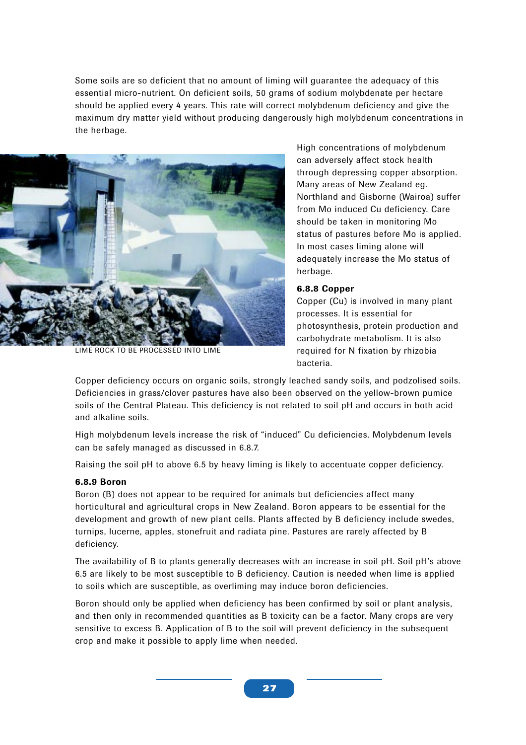Some soils are so deficient that no amount of liming will guarantee the adequacy of this essential micro-nutrient. On deficient soils, 50 grams of sodium molybdenate per hectare should be applied every 4 years. This rate will correct molybdenum deficiency and give the maximum dry matter yield without producing dangerously high molybdenum concentrations in the herbage.

LIME ROCK TO BE PROCESSED INTO LIME

High concentrations of molybdenum can adversely affect stock health through depressing copper absorption. Many areas of New Zealand eg. Northland and Gisborne (Wairoa) suffer from Mo induced Cu deficiency. Care should be taken in monitoring Mo status of pastures before Mo is applied. In most cases liming alone will adequately increase the Mo status of herbage.

### 6.8.8 Copper

Copper (Cu) is involved in many plant processes. It is essential for photosynthesis, protein production and carbohydrate metabolism. It is also required for N fixation by rhizobia bacteria.

Copper deficiency occurs on organic soils, strongly leached sandy soils, and podzolised soils. Deficiencies in grass/clover pastures have also been observed on the yellow-brown pumice soils of the Central Plateau. This deficiency is not related to soil pH and occurs in both acid and alkaline soils.

High molybdenum levels increase the risk of "induced" Cu deficiencies. Molybdenum levels can be safely managed as discussed in 6.8.7.

Raising the soil pH to above 6.5 by heavy liming is likely to accentuate copper deficiency.

### 6.8.9 Boron

Boron (B) does not appear to be required for animals but deficiencies affect many horticultural and agricultural crops in New Zealand. Boron appears to be essential for the development and growth of new plant cells. Plants affected by B deficiency include swedes, turnips, lucerne, apples, stonefruit and radiata pine. Pastures are rarely affected by B deficiency.

The availability of B to plants generally decreases with an increase in soil pH. Soil pH's above 6.5 are likely to be most susceptible to B deficiency. Caution is needed when lime is applied to soils which are susceptible, as overliming may induce boron deficiencies.

Boron should only be applied when deficiency has been confirmed by soil or plant analysis, and then only in recommended quantities as B toxicity can be a factor. Many crops are very sensitive to excess B. Application of B to the soil will prevent deficiency in the subsequent crop and make it possible to apply lime when needed.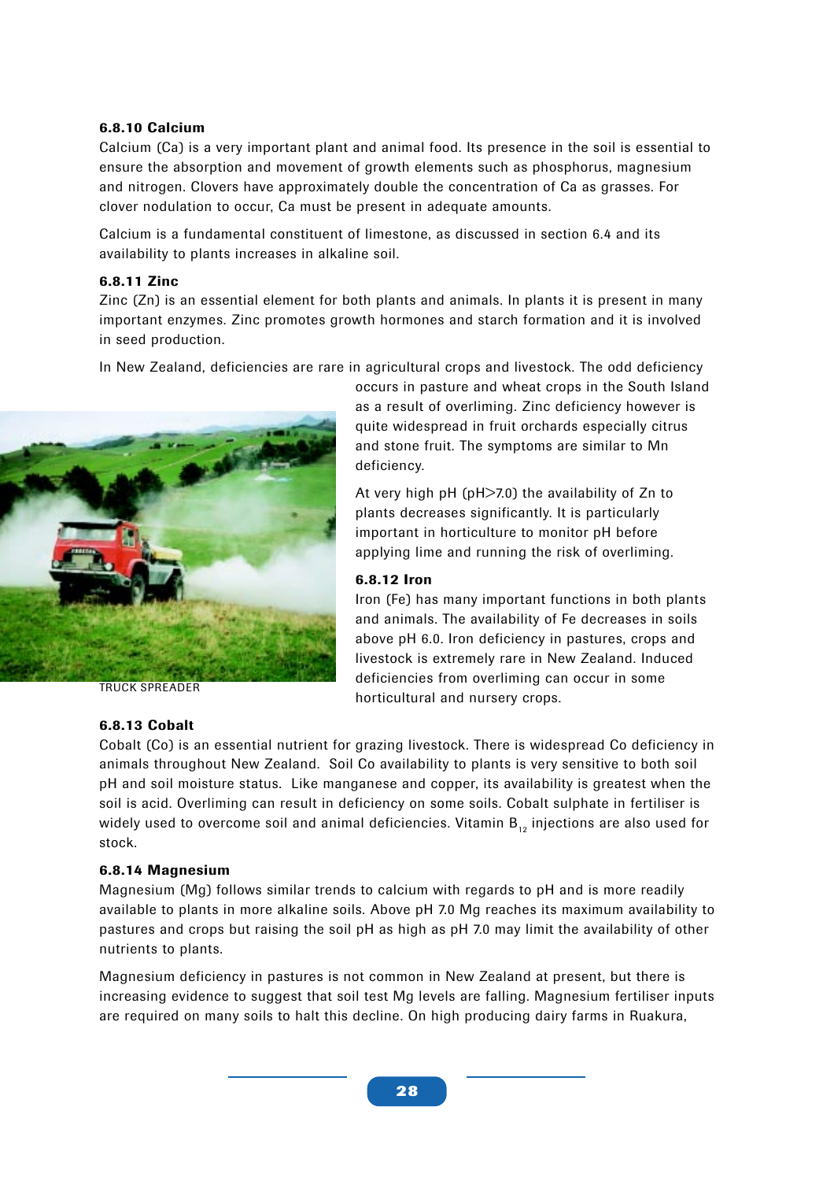#### 6.8.10 Calcium

Calcium (Ca) is a very important plant and animal food. Its presence in the soil is essential to ensure the absorption and movement of growth elements such as phosphorus, magnesium and nitrogen. Clovers have approximately double the concentration of Ca as grasses. For clover nodulation to occur, Ca must be present in adequate amounts.

Calcium is a fundamental constituent of limestone, as discussed in section 6.4 and its availability to plants increases in alkaline soil.

#### 6.8.11 Zinc

Zinc (Zn) is an essential element for both plants and animals. In plants it is present in many important enzymes. Zinc promotes growth hormones and starch formation and it is involved in seed production.

In New Zealand, deficiencies are rare in agricultural crops and livestock. The odd deficiency occurs in pasture and wheat crops in the South Island as a result of overliming. Zinc deficiency however is quite widespread in fruit orchards especially citrus and stone fruit. The symptoms are similar to Mn deficiency.

At very high pH (pH>7.0) the availability of Zn to plants decreases significantly. It is particularly important in horticulture to monitor pH before applying lime and running the risk of overliming.

TRUCK SPREADER

#### 6.8.12 Iron

Iron (Fe) has many important functions in both plants and animals. The availability of Fe decreases in soils above pH 6.0. Iron deficiency in pastures, crops and livestock is extremely rare in New Zealand. Induced deficiencies from overliming can occur in some horticultural and nursery crops.

#### 6.8.13 Cobalt

Cobalt (Co) is an essential nutrient for grazing livestock. There is widespread Co deficiency in animals throughout New Zealand. Soil Co availability to plants is very sensitive to both soil pH and soil moisture status. Like manganese and copper, its availability is greatest when the soil is acid. Overliming can result in deficiency on some soils. Cobalt sulphate in fertiliser is widely used to overcome soil and animal deficiencies. Vitamin $B_{12}$ injections are also used for stock.

#### 6.8.14 Magnesium

Magnesium (Mg) follows similar trends to calcium with regards to pH and is more readily available to plants in more alkaline soils. Above pH 7.0 Mg reaches its maximum availability to pastures and crops but raising the soil pH as high as pH 7.0 may limit the availability of other nutrients to plants.

Magnesium deficiency in pastures is not common in New Zealand at present, but there is increasing evidence to suggest that soil test Mg levels are falling. Magnesium fertiliser inputs are required on many soils to halt this decline. On high producing dairy farms in Ruakura,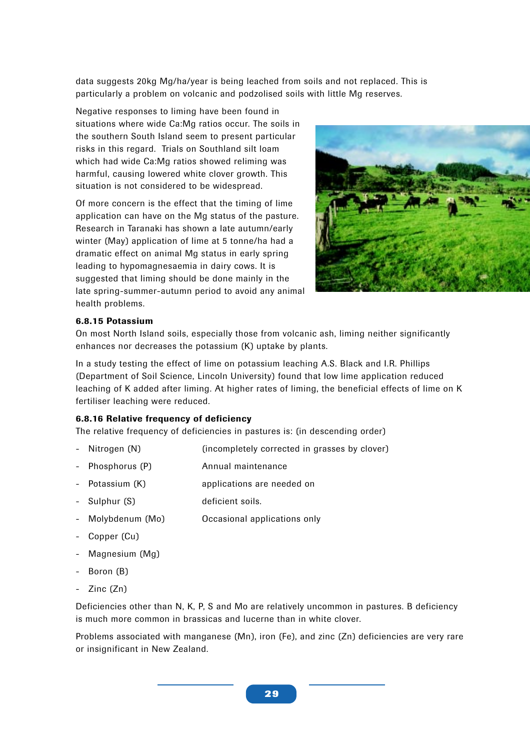data suggests 20kg Mg/ha/year is being leached from soils and not replaced. This is particularly a problem on volcanic and podzolised soils with little Mg reserves.

Negative responses to liming have been found in situations where wide Ca:Mg ratios occur. The soils in the southern South Island seem to present particular risks in this regard. Trials on Southland silt loam which had wide Ca:Mg ratios showed reliming was harmful, causing lowered white clover growth. This situation is not considered to be widespread.

Of more concern is the effect that the timing of lime application can have on the Mg status of the pasture. Research in Taranaki has shown a late autumn/early winter (May) application of lime at 5 tonne/ha had a dramatic effect on animal Mg status in early spring leading to hypomagnesaemia in dairy cows. It is suggested that liming should be done mainly in the late spring-summer-autumn period to avoid any animal health problems.

### 6.8.15 Potassium

On most North Island soils, especially those from volcanic ash, liming neither significantly enhances nor decreases the potassium (K) uptake by plants.

In a study testing the effect of lime on potassium leaching A.S. Black and I.R. Phillips (Department of Soil Science, Lincoln University) found that low lime application reduced leaching of K added after liming. At higher rates of liming, the beneficial effects of lime on K fertiliser leaching were reduced.

### 6.8.16 Relative frequency of deficiency

The relative frequency of deficiencies in pastures is: (in descending order)

- Nitrogen (N) (incompletely corrected in grasses by clover)
- Phosphorus (P) Annual maintenance
- Potassium (K) applications are needed on
- Sulphur (S) deficient soils.
- Molybdenum (Mo) Occasional applications only
- Copper (Cu)
- Magnesium (Mg)
- Boron (B)
- Zinc (Zn)

Deficiencies other than N, K, P, S and Mo are relatively uncommon in pastures. B deficiency is much more common in brassicas and lucerne than in white clover.

Problems associated with manganese (Mn), iron (Fe), and zinc (Zn) deficiencies are very rare or insignificant in New Zealand.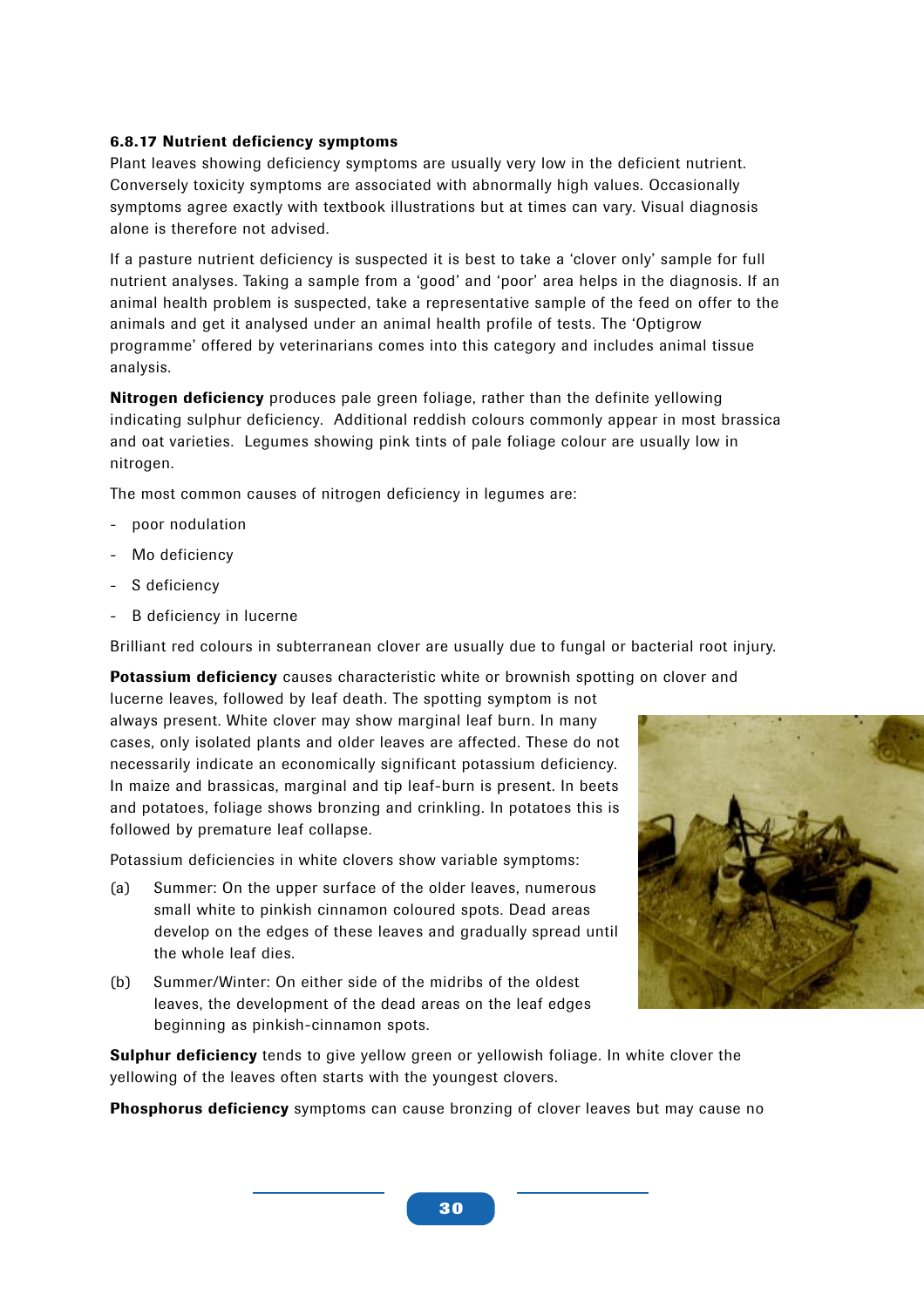### 6.8.17 Nutrient deficiency symptoms

Plant leaves showing deficiency symptoms are usually very low in the deficient nutrient. Conversely toxicity symptoms are associated with abnormally high values. Occasionally symptoms agree exactly with textbook illustrations but at times can vary. Visual diagnosis alone is therefore not advised.

If a pasture nutrient deficiency is suspected it is best to take a 'clover only' sample for full nutrient analyses. Taking a sample from a 'good' and 'poor' area helps in the diagnosis. If an animal health problem is suspected, take a representative sample of the feed on offer to the animals and get it analysed under an animal health profile of tests. The 'Optigrow programme' offered by veterinarians comes into this category and includes animal tissue analysis.

**Nitrogen deficiency** produces pale green foliage, rather than the definite yellowing indicating sulphur deficiency. Additional reddish colours commonly appear in most brassica and oat varieties. Legumes showing pink tints of pale foliage colour are usually low in nitrogen.

The most common causes of nitrogen deficiency in legumes are:

- poor nodulation
- Mo deficiency
- S deficiency
- B deficiency in lucerne

Brilliant red colours in subterranean clover are usually due to fungal or bacterial root injury.

**Potassium deficiency** causes characteristic white or brownish spotting on clover and lucerne leaves, followed by leaf death. The spotting symptom is not always present. White clover may show marginal leaf burn. In many cases, only isolated plants and older leaves are affected. These do not necessarily indicate an economically significant potassium deficiency. In maize and brassicas, marginal and tip leaf-burn is present. In beets and potatoes, foliage shows bronzing and crinkling. In potatoes this is followed by premature leaf collapse.

Potassium deficiencies in white clovers show variable symptoms:

(a) Summer: On the upper surface of the older leaves, numerous small white to pinkish cinnamon coloured spots. Dead areas develop on the edges of these leaves and gradually spread until the whole leaf dies.

(b) Summer/Winter: On either side of the midribs of the oldest leaves, the development of the dead areas on the leaf edges beginning as pinkish-cinnamon spots.

**Sulphur deficiency** tends to give yellow green or yellowish foliage. In white clover the yellowing of the leaves often starts with the youngest clovers.

**Phosphorus deficiency** symptoms can cause bronzing of clover leaves but may cause no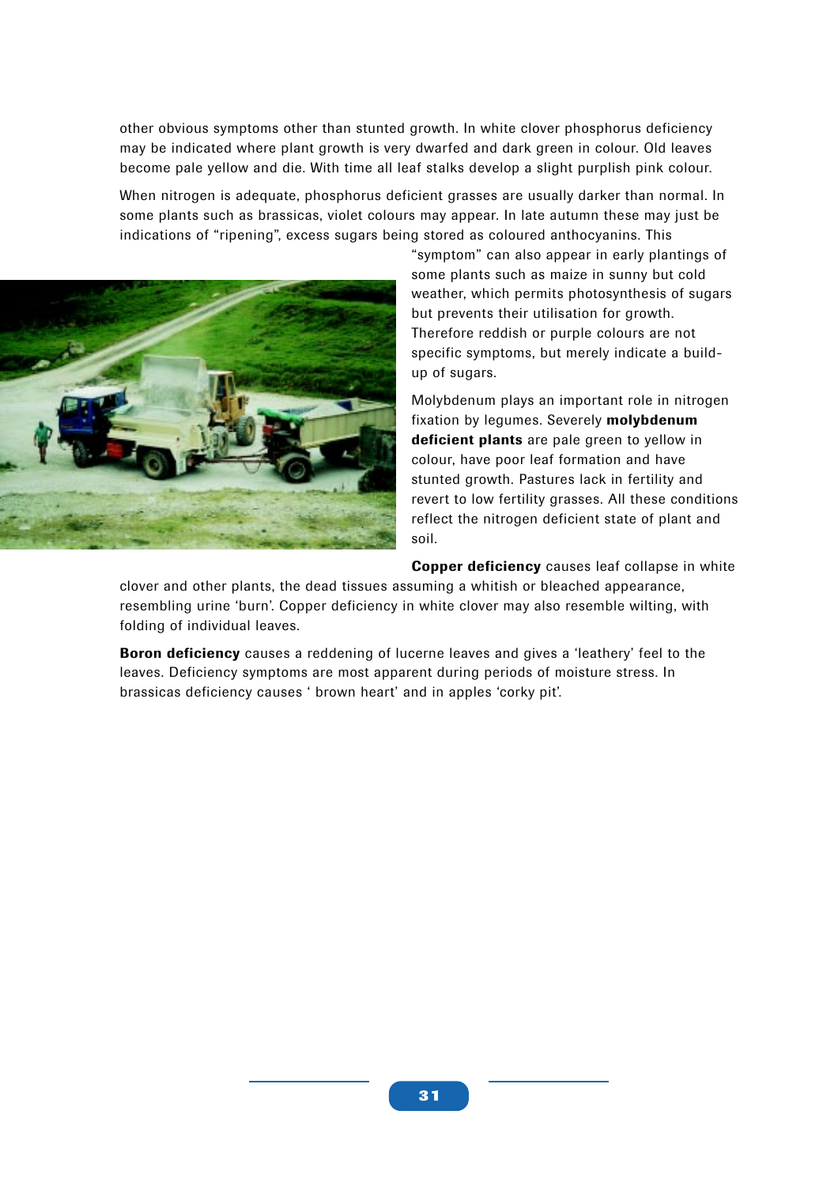other obvious symptoms other than stunted growth. In white clover phosphorus deficiency may be indicated where plant growth is very dwarfed and dark green in colour. Old leaves become pale yellow and die. With time all leaf stalks develop a slight purplish pink colour.

When nitrogen is adequate, phosphorus deficient grasses are usually darker than normal. In some plants such as brassicas, violet colours may appear. In late autumn these may just be indications of "ripening", excess sugars being stored as coloured anthocyanins. This "symptom" can also appear in early plantings of some plants such as maize in sunny but cold weather, which permits photosynthesis of sugars but prevents their utilisation for growth. Therefore reddish or purple colours are not specific symptoms, but merely indicate a build-up of sugars.

Molybdenum plays an important role in nitrogen fixation by legumes. Severely **molybdenum deficient plants** are pale green to yellow in colour, have poor leaf formation and have stunted growth. Pastures lack in fertility and revert to low fertility grasses. All these conditions reflect the nitrogen deficient state of plant and soil.

**Copper deficiency** causes leaf collapse in white clover and other plants, the dead tissues assuming a whitish or bleached appearance, resembling urine 'burn'. Copper deficiency in white clover may also resemble wilting, with folding of individual leaves.

**Boron deficiency** causes a reddening of lucerne leaves and gives a 'leathery' feel to the leaves. Deficiency symptoms are most apparent during periods of moisture stress. In brassicas deficiency causes ' brown heart' and in apples 'corky pit'.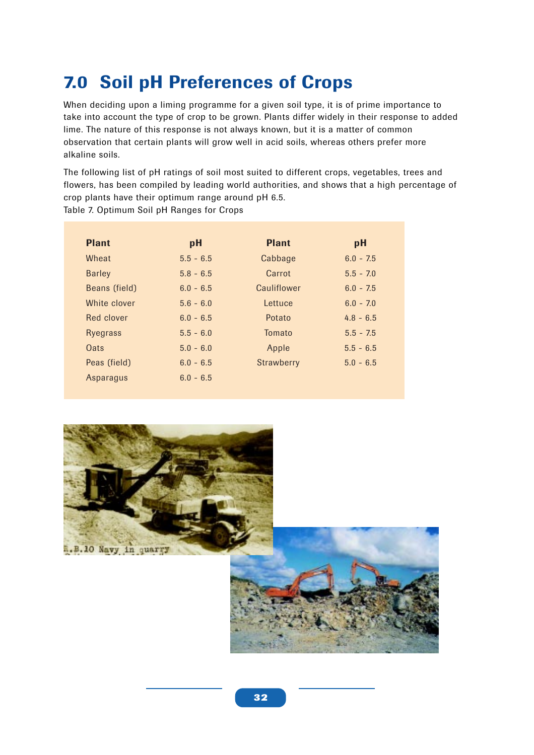# 7.0 Soil pH Preferences of Crops

When deciding upon a liming programme for a given soil type, it is of prime importance to take into account the type of crop to be grown. Plants differ widely in their response to added lime. The nature of this response is not always known, but it is a matter of common observation that certain plants will grow well in acid soils, whereas others prefer more alkaline soils.

The following list of pH ratings of soil most suited to different crops, vegetables, trees and flowers, has been compiled by leading world authorities, and shows that a high percentage of crop plants have their optimum range around pH 6.5.

Table 7. Optimum Soil pH Ranges for Crops

| Plant | pH | Plant | pH |
|---|---|---|---|
| Wheat | 5.5 - 6.5 | Cabbage | 6.0 - 7.5 |
| Barley | 5.8 - 6.5 | Carrot | 5.5 - 7.0 |
| Beans (field) | 6.0 - 6.5 | Cauliflower | 6.0 - 7.5 |
| White clover | 5.6 - 6.0 | Lettuce | 6.0 - 7.0 |
| Red clover | 6.0 - 6.5 | Potato | 4.8 - 6.5 |
| Ryegrass | 5.5 - 6.0 | Tomato | 5.5 - 7.5 |
| Oats | 5.0 - 6.0 | Apple | 5.5 - 6.5 |
| Peas (field) | 6.0 - 6.5 | Strawberry | 5.0 - 6.5 |
| Asparagus | 6.0 - 6.5 | | |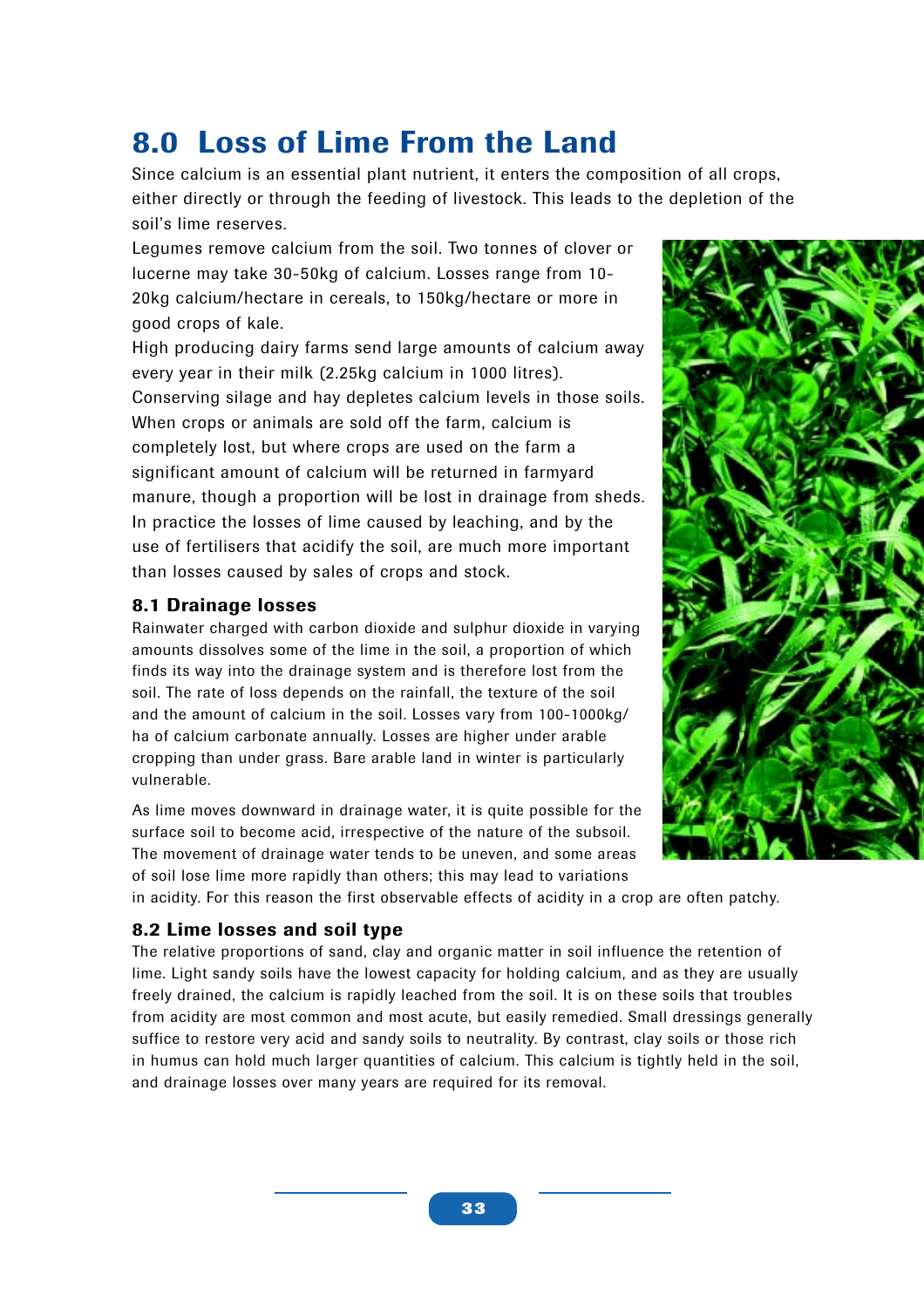# 8.0 Loss of Lime From the Land

Since calcium is an essential plant nutrient, it enters the composition of all crops, either directly or through the feeding of livestock. This leads to the depletion of the soil's lime reserves.

Legumes remove calcium from the soil. Two tonnes of clover or lucerne may take 30-50kg of calcium. Losses range from 10-20kg calcium/hectare in cereals, to 150kg/hectare or more in good crops of kale.

High producing dairy farms send large amounts of calcium away every year in their milk (2.25kg calcium in 1000 litres).

Conserving silage and hay depletes calcium levels in those soils.

When crops or animals are sold off the farm, calcium is completely lost, but where crops are used on the farm a significant amount of calcium will be returned in farmyard manure, though a proportion will be lost in drainage from sheds.

In practice the losses of lime caused by leaching, and by the use of fertilisers that acidify the soil, are much more important than losses caused by sales of crops and stock.

## 8.1 Drainage losses

Rainwater charged with carbon dioxide and sulphur dioxide in varying amounts dissolves some of the lime in the soil, a proportion of which finds its way into the drainage system and is therefore lost from the soil. The rate of loss depends on the rainfall, the texture of the soil and the amount of calcium in the soil. Losses vary from 100-1000kg/ha of calcium carbonate annually. Losses are higher under arable cropping than under grass. Bare arable land in winter is particularly vulnerable.

As lime moves downward in drainage water, it is quite possible for the surface soil to become acid, irrespective of the nature of the subsoil. The movement of drainage water tends to be uneven, and some areas of soil lose lime more rapidly than others; this may lead to variations in acidity. For this reason the first observable effects of acidity in a crop are often patchy.

## 8.2 Lime losses and soil type

The relative proportions of sand, clay and organic matter in soil influence the retention of lime. Light sandy soils have the lowest capacity for holding calcium, and as they are usually freely drained, the calcium is rapidly leached from the soil. It is on these soils that troubles from acidity are most common and most acute, but easily remedied. Small dressings generally suffice to restore very acid and sandy soils to neutrality. By contrast, clay soils or those rich in humus can hold much larger quantities of calcium. This calcium is tightly held in the soil, and drainage losses over many years are required for its removal.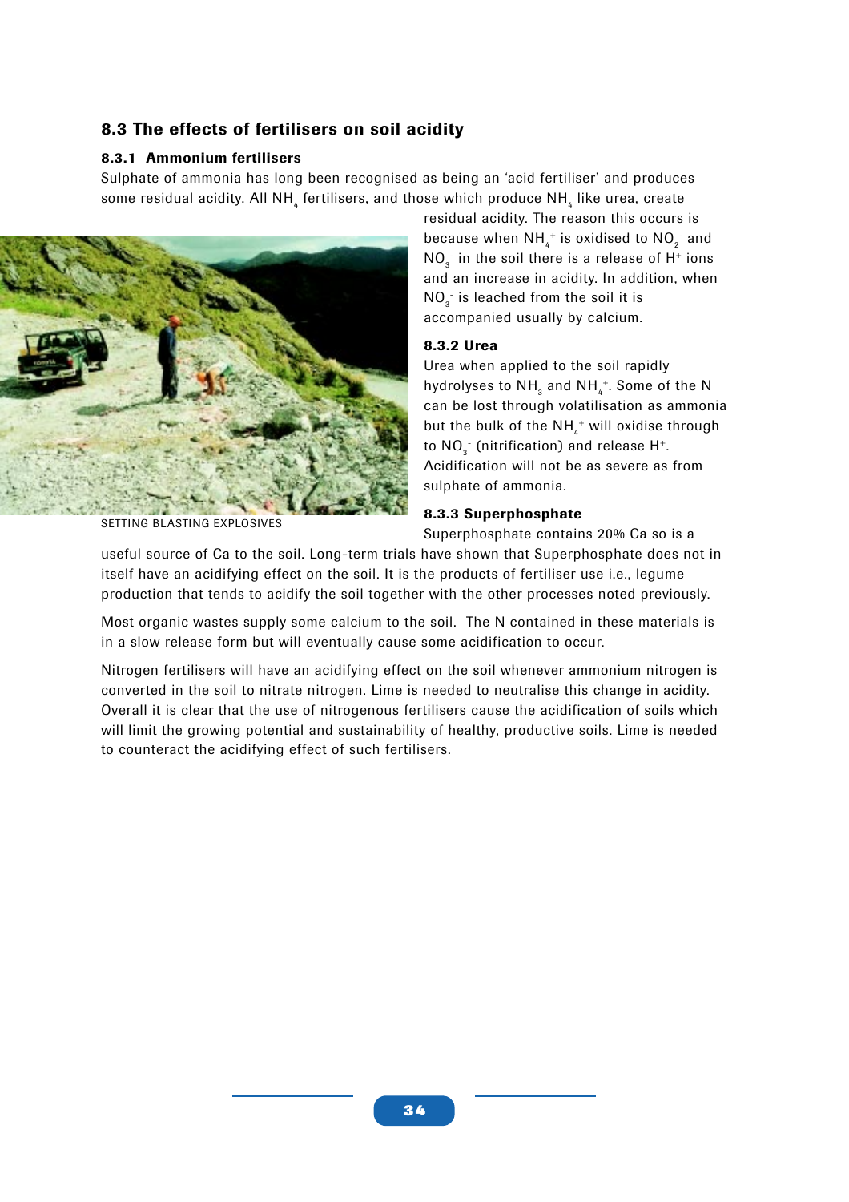## 8.3 The effects of fertilisers on soil acidity

### 8.3.1 Ammonium fertilisers

Sulphate of ammonia has long been recognised as being an 'acid fertiliser' and produces some residual acidity. All $NH_4$ fertilisers, and those which produce $NH_4$ like urea, create residual acidity. The reason this occurs is because when $NH_4^+$ is oxidised to $NO_2^-$ and $NO_3^-$ in the soil there is a release of $H^+$ ions and an increase in acidity. In addition, when $NO_3^-$ is leached from the soil it is accompanied usually by calcium.

SETTING BLASTING EXPLOSIVES

### 8.3.2 Urea

Urea when applied to the soil rapidly hydrolyses to $NH_3$ and $NH_4^+$. Some of the N can be lost through volatilisation as ammonia but the bulk of the $NH_4^+$ will oxidise through to $NO_3^-$ (nitrification) and release $H^+$. Acidification will not be as severe as from sulphate of ammonia.

### 8.3.3 Superphosphate

Superphosphate contains 20% Ca so is a useful source of Ca to the soil. Long-term trials have shown that Superphosphate does not in itself have an acidifying effect on the soil. It is the products of fertiliser use i.e., legume production that tends to acidify the soil together with the other processes noted previously.

Most organic wastes supply some calcium to the soil. The N contained in these materials is in a slow release form but will eventually cause some acidification to occur.

Nitrogen fertilisers will have an acidifying effect on the soil whenever ammonium nitrogen is converted in the soil to nitrate nitrogen. Lime is needed to neutralise this change in acidity. Overall it is clear that the use of nitrogenous fertilisers cause the acidification of soils which will limit the growing potential and sustainability of healthy, productive soils. Lime is needed to counteract the acidifying effect of such fertilisers.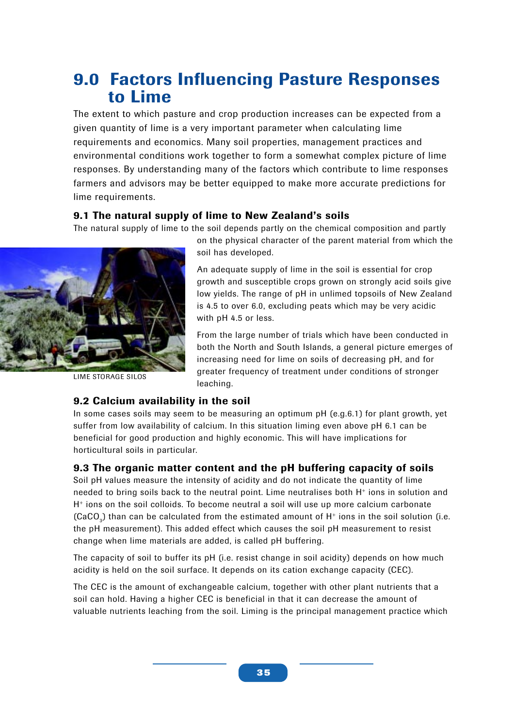# 9.0 Factors Influencing Pasture Responses to Lime

The extent to which pasture and crop production increases can be expected from a given quantity of lime is a very important parameter when calculating lime requirements and economics. Many soil properties, management practices and environmental conditions work together to form a somewhat complex picture of lime responses. By understanding many of the factors which contribute to lime responses farmers and advisors may be better equipped to make more accurate predictions for lime requirements.

## 9.1 The natural supply of lime to New Zealand's soils

The natural supply of lime to the soil depends partly on the chemical composition and partly on the physical character of the parent material from which the soil has developed.

LIME STORAGE SILOS

An adequate supply of lime in the soil is essential for crop growth and susceptible crops grown on strongly acid soils give low yields. The range of pH in unlimed topsoils of New Zealand is 4.5 to over 6.0, excluding peats which may be very acidic with pH 4.5 or less.

From the large number of trials which have been conducted in both the North and South Islands, a general picture emerges of increasing need for lime on soils of decreasing pH, and for greater frequency of treatment under conditions of stronger leaching.

## 9.2 Calcium availability in the soil

In some cases soils may seem to be measuring an optimum pH (e.g.6.1) for plant growth, yet suffer from low availability of calcium. In this situation liming even above pH 6.1 can be beneficial for good production and highly economic. This will have implications for horticultural soils in particular.

## 9.3 The organic matter content and the pH buffering capacity of soils

Soil pH values measure the intensity of acidity and do not indicate the quantity of lime needed to bring soils back to the neutral point. Lime neutralises both $H^+$ ions in solution and $H^+$ ions on the soil colloids. To become neutral a soil will use up more calcium carbonate ($CaCO_3$) than can be calculated from the estimated amount of $H^+$ ions in the soil solution (i.e. the pH measurement). This added effect which causes the soil pH measurement to resist change when lime materials are added, is called pH buffering.

The capacity of soil to buffer its pH (i.e. resist change in soil acidity) depends on how much acidity is held on the soil surface. It depends on its cation exchange capacity (CEC).

The CEC is the amount of exchangeable calcium, together with other plant nutrients that a soil can hold. Having a higher CEC is beneficial in that it can decrease the amount of valuable nutrients leaching from the soil. Liming is the principal management practice which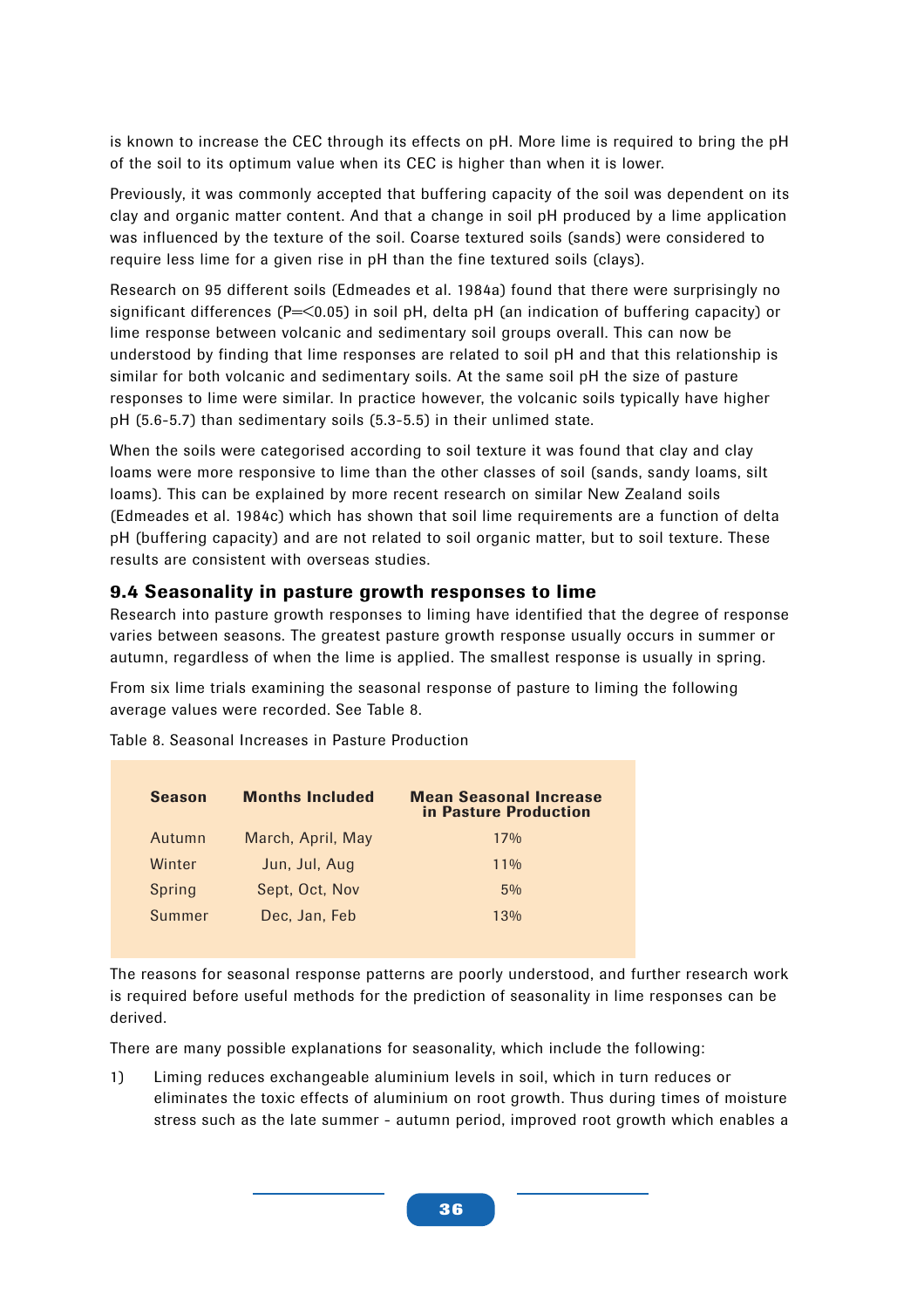is known to increase the CEC through its effects on pH. More lime is required to bring the pH of the soil to its optimum value when its CEC is higher than when it is lower.

Previously, it was commonly accepted that buffering capacity of the soil was dependent on its clay and organic matter content. And that a change in soil pH produced by a lime application was influenced by the texture of the soil. Coarse textured soils (sands) were considered to require less lime for a given rise in pH than the fine textured soils (clays).

Research on 95 different soils (Edmeades et al. 1984a) found that there were surprisingly no significant differences ($P=<0.05$) in soil pH, delta pH (an indication of buffering capacity) or lime response between volcanic and sedimentary soil groups overall. This can now be understood by finding that lime responses are related to soil pH and that this relationship is similar for both volcanic and sedimentary soils. At the same soil pH the size of pasture responses to lime were similar. In practice however, the volcanic soils typically have higher pH (5.6-5.7) than sedimentary soils (5.3-5.5) in their unlimed state.

When the soils were categorised according to soil texture it was found that clay and clay loams were more responsive to lime than the other classes of soil (sands, sandy loams, silt loams). This can be explained by more recent research on similar New Zealand soils (Edmeades et al. 1984c) which has shown that soil lime requirements are a function of delta pH (buffering capacity) and are not related to soil organic matter, but to soil texture. These results are consistent with overseas studies.

## 9.4 Seasonality in pasture growth responses to lime

Research into pasture growth responses to liming have identified that the degree of response varies between seasons. The greatest pasture growth response usually occurs in summer or autumn, regardless of when the lime is applied. The smallest response is usually in spring.

From six lime trials examining the seasonal response of pasture to liming the following average values were recorded. See Table 8.

Table 8. Seasonal Increases in Pasture Production

| Season | Months Included | Mean Seasonal Increase in Pasture Production |
|---|---|---|
| Autumn | March, April, May | 17% |
| Winter | Jun, Jul, Aug | 11% |
| Spring | Sept, Oct, Nov | 5% |
| Summer | Dec, Jan, Feb | 13% |

The reasons for seasonal response patterns are poorly understood, and further research work is required before useful methods for the prediction of seasonality in lime responses can be derived.

There are many possible explanations for seasonality, which include the following:

1) Liming reduces exchangeable aluminium levels in soil, which in turn reduces or eliminates the toxic effects of aluminium on root growth. Thus during times of moisture stress such as the late summer - autumn period, improved root growth which enables a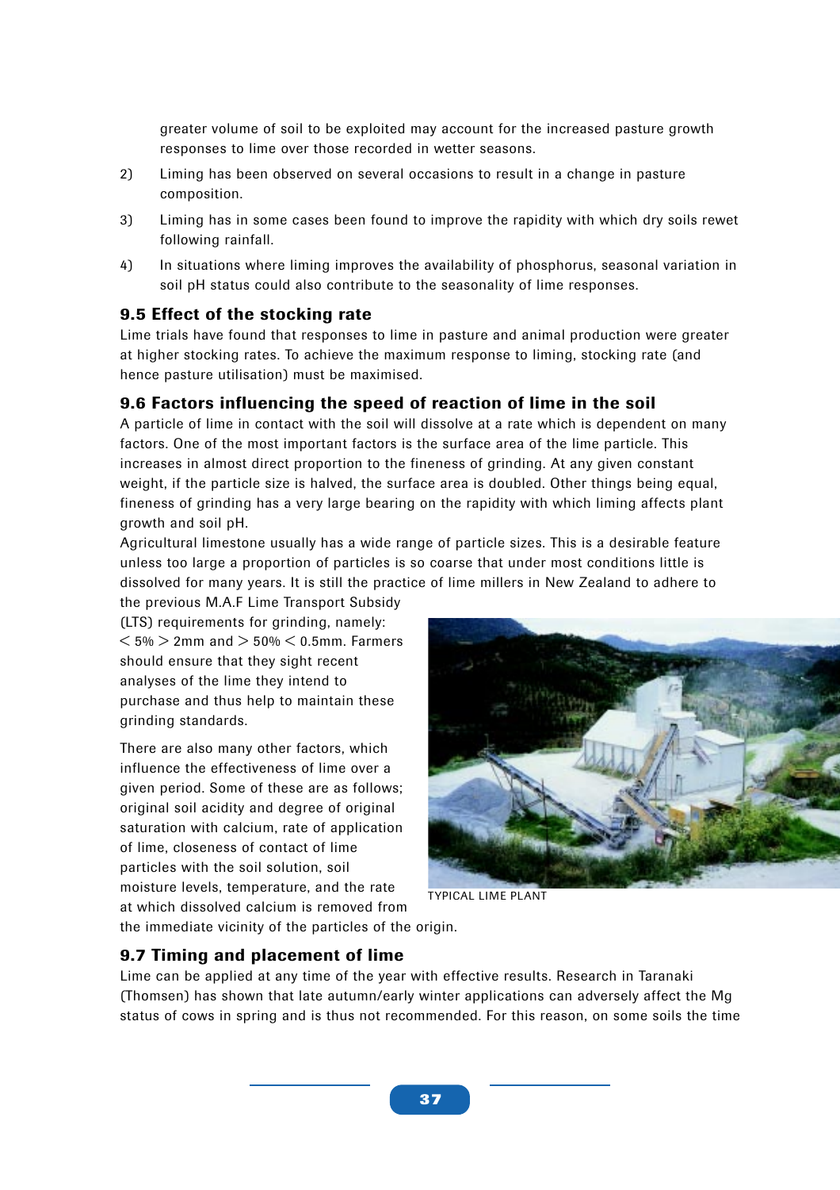greater volume of soil to be exploited may account for the increased pasture growth responses to lime over those recorded in wetter seasons.

2) Liming has been observed on several occasions to result in a change in pasture composition.

3) Liming has in some cases been found to improve the rapidity with which dry soils rewet following rainfall.

4) In situations where liming improves the availability of phosphorus, seasonal variation in soil pH status could also contribute to the seasonality of lime responses.

## 9.5 Effect of the stocking rate

Lime trials have found that responses to lime in pasture and animal production were greater at higher stocking rates. To achieve the maximum response to liming, stocking rate (and hence pasture utilisation) must be maximised.

## 9.6 Factors influencing the speed of reaction of lime in the soil

A particle of lime in contact with the soil will dissolve at a rate which is dependent on many factors. One of the most important factors is the surface area of the lime particle. This increases in almost direct proportion to the fineness of grinding. At any given constant weight, if the particle size is halved, the surface area is doubled. Other things being equal, fineness of grinding has a very large bearing on the rapidity with which liming affects plant growth and soil pH.

Agricultural limestone usually has a wide range of particle sizes. This is a desirable feature unless too large a proportion of particles is so coarse that under most conditions little is dissolved for many years. It is still the practice of lime millers in New Zealand to adhere to the previous M.A.F Lime Transport Subsidy (LTS) requirements for grinding, namely: $< 5\% > 2$mm and $> 50\% < 0.5$mm. Farmers should ensure that they sight recent analyses of the lime they intend to purchase and thus help to maintain these grinding standards.

TYPICAL LIME PLANT

There are also many other factors, which influence the effectiveness of lime over a given period. Some of these are as follows; original soil acidity and degree of original saturation with calcium, rate of application of lime, closeness of contact of lime particles with the soil solution, soil moisture levels, temperature, and the rate at which dissolved calcium is removed from the immediate vicinity of the particles of the origin.

## 9.7 Timing and placement of lime

Lime can be applied at any time of the year with effective results. Research in Taranaki (Thomsen) has shown that late autumn/early winter applications can adversely affect the Mg status of cows in spring and is thus not recommended. For this reason, on some soils the time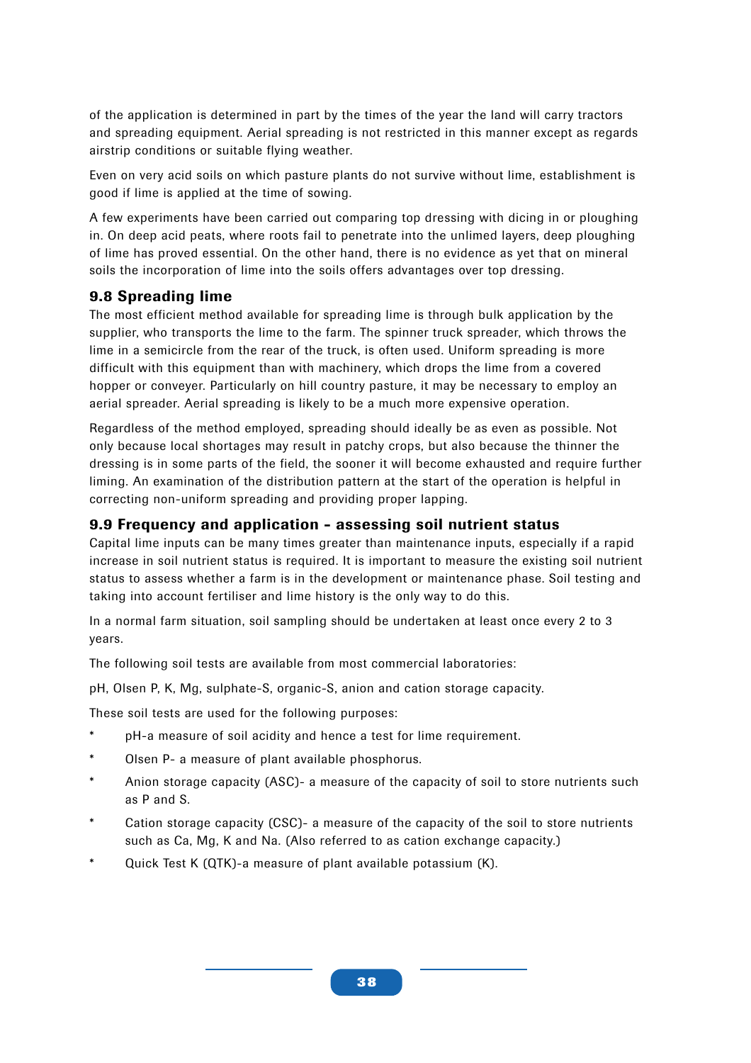of the application is determined in part by the times of the year the land will carry tractors and spreading equipment. Aerial spreading is not restricted in this manner except as regards airstrip conditions or suitable flying weather.

Even on very acid soils on which pasture plants do not survive without lime, establishment is good if lime is applied at the time of sowing.

A few experiments have been carried out comparing top dressing with dicing in or ploughing in. On deep acid peats, where roots fail to penetrate into the unlimed layers, deep ploughing of lime has proved essential. On the other hand, there is no evidence as yet that on mineral soils the incorporation of lime into the soils offers advantages over top dressing.

### 9.8 Spreading lime

The most efficient method available for spreading lime is through bulk application by the supplier, who transports the lime to the farm. The spinner truck spreader, which throws the lime in a semicircle from the rear of the truck, is often used. Uniform spreading is more difficult with this equipment than with machinery, which drops the lime from a covered hopper or conveyer. Particularly on hill country pasture, it may be necessary to employ an aerial spreader. Aerial spreading is likely to be a much more expensive operation.

Regardless of the method employed, spreading should ideally be as even as possible. Not only because local shortages may result in patchy crops, but also because the thinner the dressing is in some parts of the field, the sooner it will become exhausted and require further liming. An examination of the distribution pattern at the start of the operation is helpful in correcting non-uniform spreading and providing proper lapping.

### 9.9 Frequency and application - assessing soil nutrient status

Capital lime inputs can be many times greater than maintenance inputs, especially if a rapid increase in soil nutrient status is required. It is important to measure the existing soil nutrient status to assess whether a farm is in the development or maintenance phase. Soil testing and taking into account fertiliser and lime history is the only way to do this.

In a normal farm situation, soil sampling should be undertaken at least once every 2 to 3 years.

The following soil tests are available from most commercial laboratories:

pH, Olsen P, K, Mg, sulphate-S, organic-S, anion and cation storage capacity.

These soil tests are used for the following purposes:

- pH-a measure of soil acidity and hence a test for lime requirement.
- Olsen P- a measure of plant available phosphorus.
- Anion storage capacity (ASC)- a measure of the capacity of soil to store nutrients such as P and S.
- Cation storage capacity (CSC)- a measure of the capacity of the soil to store nutrients such as Ca, Mg, K and Na. (Also referred to as cation exchange capacity.)
- Quick Test K (QTK)-a measure of plant available potassium (K).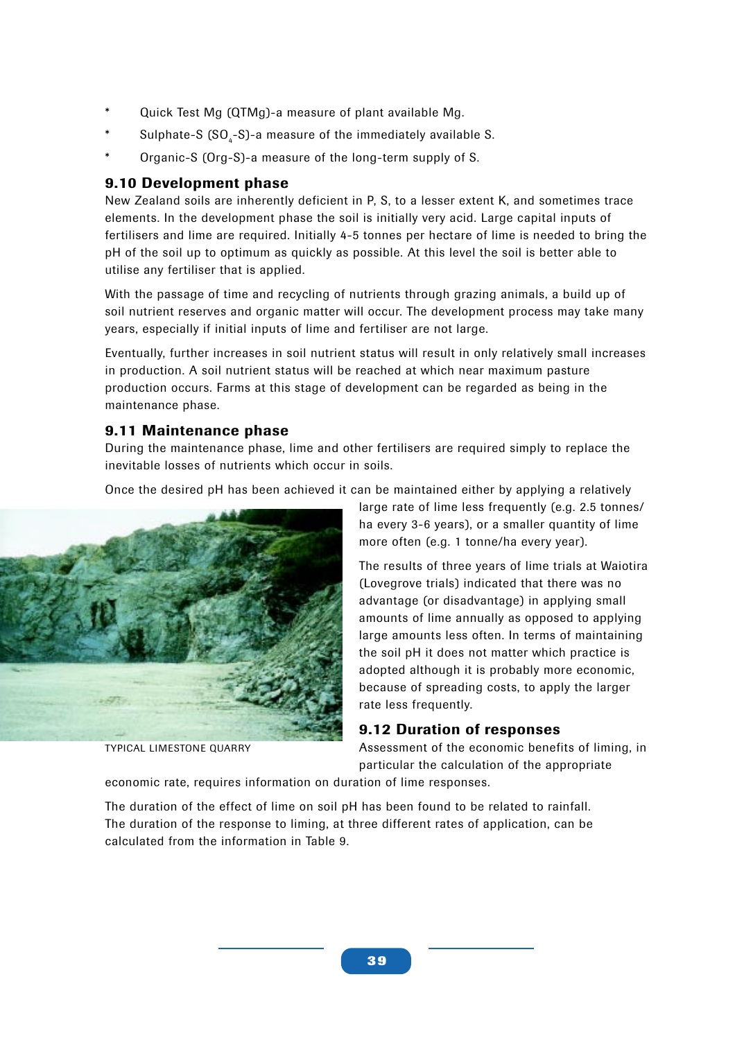* Quick Test Mg (QTMg)-a measure of plant available Mg.
* Sulphate-S ($SO_4$-S)-a measure of the immediately available S.
* Organic-S (Org-S)-a measure of the long-term supply of S.

### 9.10 Development phase

New Zealand soils are inherently deficient in P, S, to a lesser extent K, and sometimes trace elements. In the development phase the soil is initially very acid. Large capital inputs of fertilisers and lime are required. Initially 4-5 tonnes per hectare of lime is needed to bring the pH of the soil up to optimum as quickly as possible. At this level the soil is better able to utilise any fertiliser that is applied.

With the passage of time and recycling of nutrients through grazing animals, a build up of soil nutrient reserves and organic matter will occur. The development process may take many years, especially if initial inputs of lime and fertiliser are not large.

Eventually, further increases in soil nutrient status will result in only relatively small increases in production. A soil nutrient status will be reached at which near maximum pasture production occurs. Farms at this stage of development can be regarded as being in the maintenance phase.

### 9.11 Maintenance phase

During the maintenance phase, lime and other fertilisers are required simply to replace the inevitable losses of nutrients which occur in soils.

Once the desired pH has been achieved it can be maintained either by applying a relatively large rate of lime less frequently (e.g. 2.5 tonnes/ha every 3-6 years), or a smaller quantity of lime more often (e.g. 1 tonne/ha every year).

The results of three years of lime trials at Waiotira (Lovegrove trials) indicated that there was no advantage (or disadvantage) in applying small amounts of lime annually as opposed to applying large amounts less often. In terms of maintaining the soil pH it does not matter which practice is adopted although it is probably more economic, because of spreading costs, to apply the larger rate less frequently.

TYPICAL LIMESTONE QUARRY

### 9.12 Duration of responses

Assessment of the economic benefits of liming, in particular the calculation of the appropriate economic rate, requires information on duration of lime responses.

The duration of the effect of lime on soil pH has been found to be related to rainfall. The duration of the response to liming, at three different rates of application, can be calculated from the information in Table 9.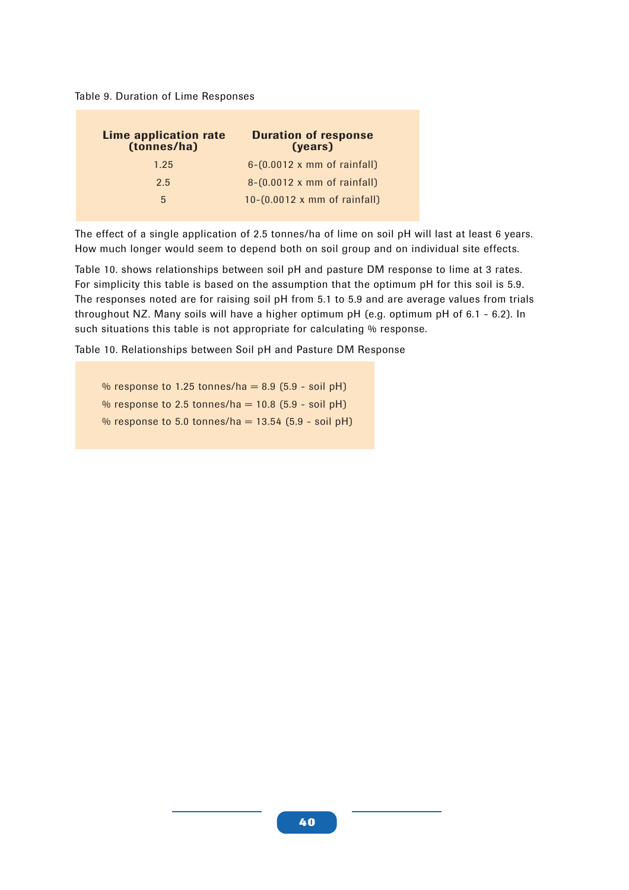Table 9. Duration of Lime Responses

| Lime application rate (tonnes/ha) | Duration of response (years) |
| --- | --- |
| 1.25 | 6-(0.0012 x mm of rainfall) |
| 2.5 | 8-(0.0012 x mm of rainfall) |
| 5 | 10-(0.0012 x mm of rainfall) |

The effect of a single application of 2.5 tonnes/ha of lime on soil pH will last at least 6 years. How much longer would seem to depend both on soil group and on individual site effects.

Table 10. shows relationships between soil pH and pasture DM response to lime at 3 rates. For simplicity this table is based on the assumption that the optimum pH for this soil is 5.9. The responses noted are for raising soil pH from 5.1 to 5.9 and are average values from trials throughout NZ. Many soils will have a higher optimum pH (e.g. optimum pH of 6.1 - 6.2). In such situations this table is not appropriate for calculating % response.

Table 10. Relationships between Soil pH and Pasture DM Response

% response to 1.25 tonnes/ha = 8.9 (5.9 - soil pH)

% response to 2.5 tonnes/ha = 10.8 (5.9 - soil pH)

% response to 5.0 tonnes/ha = 13.54 (5.9 - soil pH)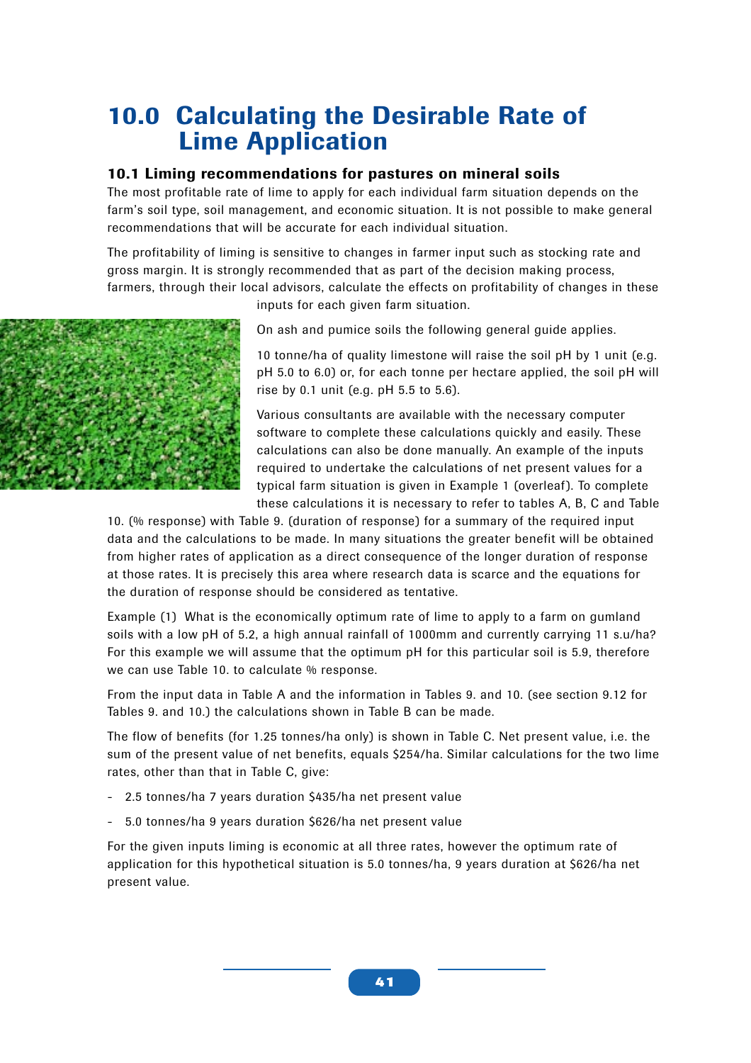# 10.0 Calculating the Desirable Rate of Lime Application

### 10.1 Liming recommendations for pastures on mineral soils

The most profitable rate of lime to apply for each individual farm situation depends on the farm's soil type, soil management, and economic situation. It is not possible to make general recommendations that will be accurate for each individual situation.

The profitability of liming is sensitive to changes in farmer input such as stocking rate and gross margin. It is strongly recommended that as part of the decision making process, farmers, through their local advisors, calculate the effects on profitability of changes in these inputs for each given farm situation.

On ash and pumice soils the following general guide applies.

10 tonne/ha of quality limestone will raise the soil pH by 1 unit (e.g. pH 5.0 to 6.0) or, for each tonne per hectare applied, the soil pH will rise by 0.1 unit (e.g. pH 5.5 to 5.6).

Various consultants are available with the necessary computer software to complete these calculations quickly and easily. These calculations can also be done manually. An example of the inputs required to undertake the calculations of net present values for a typical farm situation is given in Example 1 (overleaf). To complete these calculations it is necessary to refer to tables A, B, C and Table 10. (% response) with Table 9. (duration of response) for a summary of the required input data and the calculations to be made. In many situations the greater benefit will be obtained from higher rates of application as a direct consequence of the longer duration of response at those rates. It is precisely this area where research data is scarce and the equations for the duration of response should be considered as tentative.

Example (1) What is the economically optimum rate of lime to apply to a farm on gumland soils with a low pH of 5.2, a high annual rainfall of 1000mm and currently carrying 11 s.u/ha? For this example we will assume that the optimum pH for this particular soil is 5.9, therefore we can use Table 10. to calculate % response.

From the input data in Table A and the information in Tables 9. and 10. (see section 9.12 for Tables 9. and 10.) the calculations shown in Table B can be made.

The flow of benefits (for 1.25 tonnes/ha only) is shown in Table C. Net present value, i.e. the sum of the present value of net benefits, equals $254/ha. Similar calculations for the two lime rates, other than that in Table C, give:

- 2.5 tonnes/ha 7 years duration $435/ha net present value
- 5.0 tonnes/ha 9 years duration $626/ha net present value

For the given inputs liming is economic at all three rates, however the optimum rate of application for this hypothetical situation is 5.0 tonnes/ha, 9 years duration at $626/ha net present value.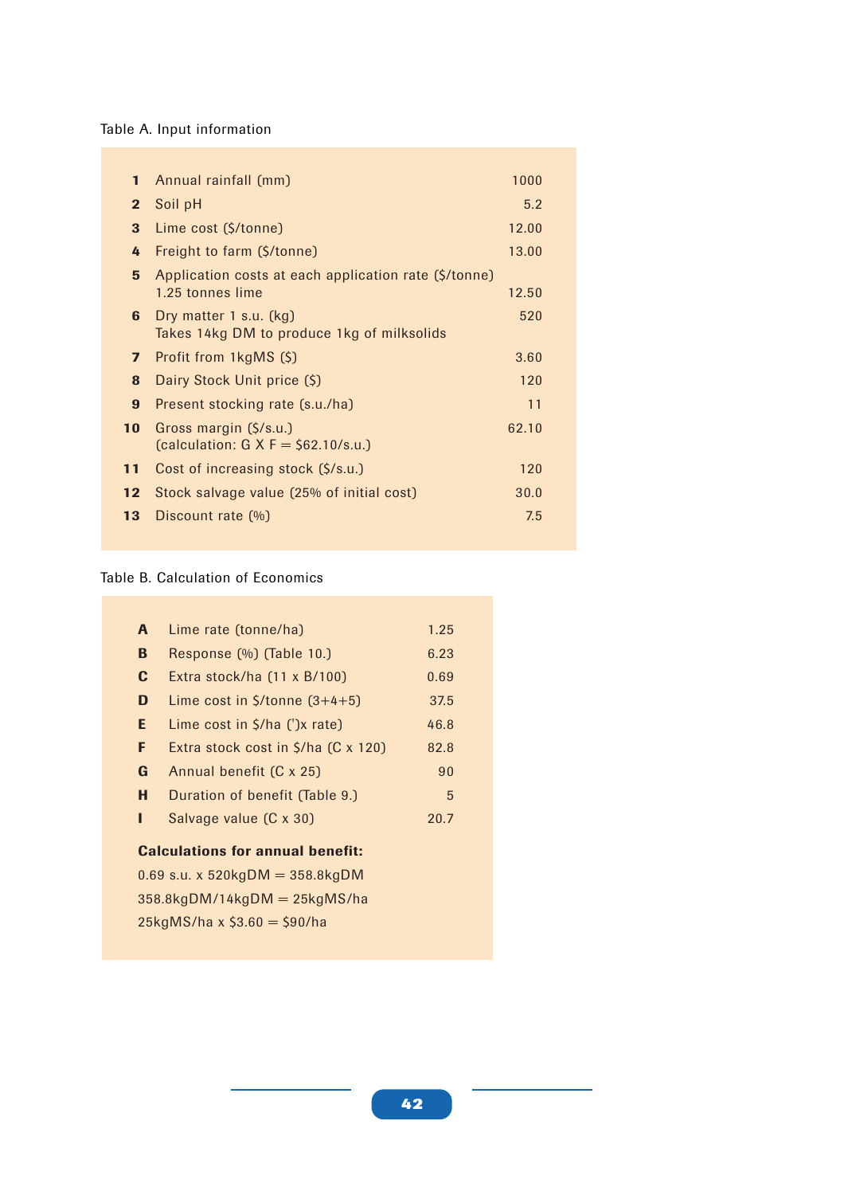Table A. Input information

| | | |
|---|---|---|
| **1** | Annual rainfall (mm) | 1000 |
| **2** | Soil pH | 5.2 |
| **3** | Lime cost ($/tonne) | 12.00 |
| **4** | Freight to farm ($/tonne) | 13.00 |
| **5** | Application costs at each application rate ($/tonne) 1.25 tonnes lime | 12.50 |
| **6** | Dry matter 1 s.u. (kg) Takes 14kg DM to produce 1kg of milksolids | 520 |
| **7** | Profit from 1kgMS ($) | 3.60 |
| **8** | Dairy Stock Unit price ($) | 120 |
| **9** | Present stocking rate (s.u./ha) | 11 |
| **10** | Gross margin ($/s.u.) (calculation: G X F = $62.10/s.u.) | 62.10 |
| **11** | Cost of increasing stock ($/s.u.) | 120 |
| **12** | Stock salvage value (25% of initial cost) | 30.0 |
| **13** | Discount rate (%) | 7.5 |

Table B. Calculation of Economics

| | | |
|---|---|---|
| **A** | Lime rate (tonne/ha) | 1.25 |
| **B** | Response (%) (Table 10.) | 6.23 |
| **C** | Extra stock/ha (11 x B/100) | 0.69 |
| **D** | Lime cost in $/tonne (3+4+5) | 37.5 |
| **E** | Lime cost in $/ha (')x rate) | 46.8 |
| **F** | Extra stock cost in $/ha (C x 120) | 82.8 |
| **G** | Annual benefit (C x 25) | 90 |
| **H** | Duration of benefit (Table 9.) | 5 |
| **I** | Salvage value (C x 30) | 20.7 |

**Calculations for annual benefit:**

0.69 s.u. x 520kgDM = 358.8kgDM

358.8kgDM/14kgDM = 25kgMS/ha

25kgMS/ha x $3.60 = $90/ha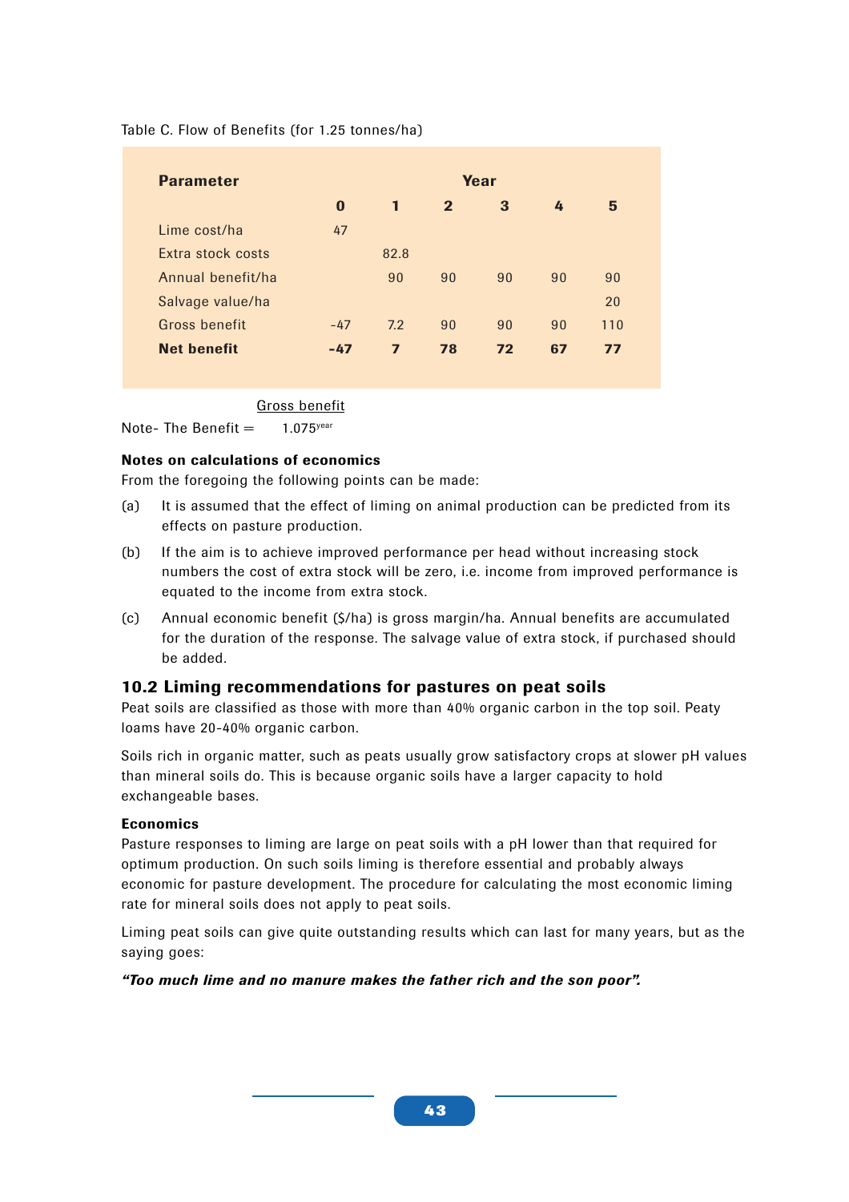Table C. Flow of Benefits (for 1.25 tonnes/ha)

| Parameter | Year | | | | | |
|---|---|---|---|---|---|---|
| | **0** | **1** | **2** | **3** | **4** | **5** |
| Lime cost/ha | 47 | | | | | |
| Extra stock costs | | 82.8 | | | | |
| Annual benefit/ha | | 90 | 90 | 90 | 90 | 90 |
| Salvage value/ha | | | | | | 20 |
| Gross benefit | -47 | 7.2 | 90 | 90 | 90 | 110 |
| **Net benefit** | **-47** | **7** | **78** | **72** | **67** | **77** |

Note- The Benefit = $\frac{\text{Gross benefit}}{1.075^{\text{year}}}$

**Notes on calculations of economics**

From the foregoing the following points can be made:

(a) It is assumed that the effect of liming on animal production can be predicted from its effects on pasture production.

(b) If the aim is to achieve improved performance per head without increasing stock numbers the cost of extra stock will be zero, i.e. income from improved performance is equated to the income from extra stock.

(c) Annual economic benefit ($/ha) is gross margin/ha. Annual benefits are accumulated for the duration of the response. The salvage value of extra stock, if purchased should be added.

## 10.2 Liming recommendations for pastures on peat soils

Peat soils are classified as those with more than 40% organic carbon in the top soil. Peaty loams have 20-40% organic carbon.

Soils rich in organic matter, such as peats usually grow satisfactory crops at slower pH values than mineral soils do. This is because organic soils have a larger capacity to hold exchangeable bases.

**Economics**

Pasture responses to liming are large on peat soils with a pH lower than that required for optimum production. On such soils liming is therefore essential and probably always economic for pasture development. The procedure for calculating the most economic liming rate for mineral soils does not apply to peat soils.

Liming peat soils can give quite outstanding results which can last for many years, but as the saying goes:

***"Too much lime and no manure makes the father rich and the son poor".***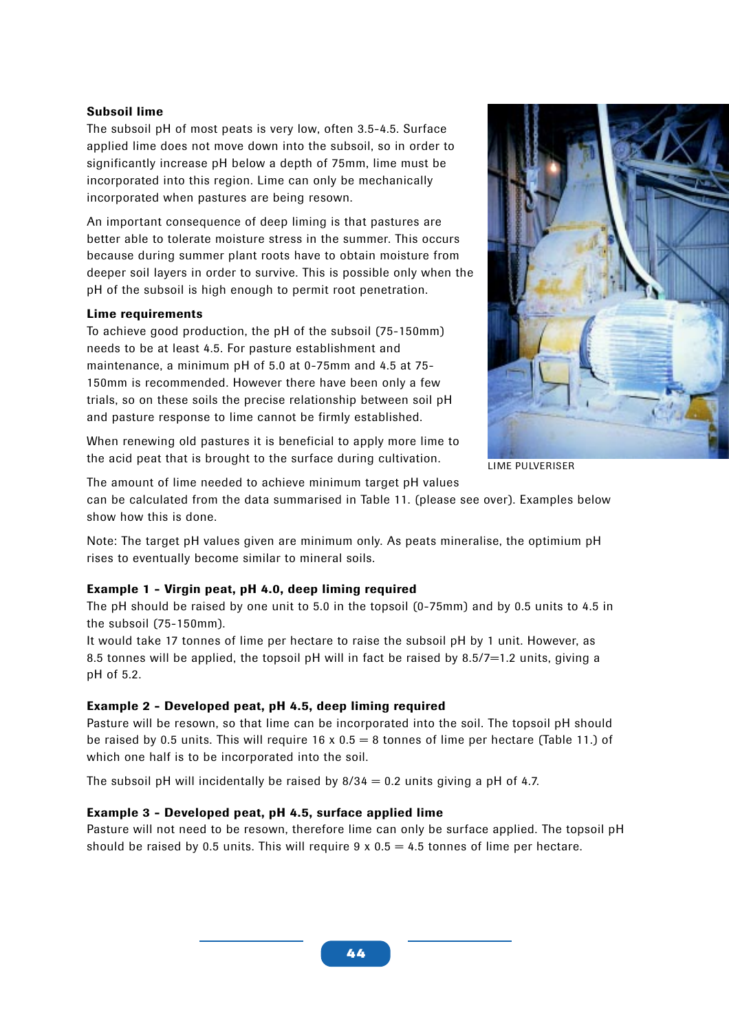### Subsoil lime

The subsoil pH of most peats is very low, often 3.5-4.5. Surface applied lime does not move down into the subsoil, so in order to significantly increase pH below a depth of 75mm, lime must be incorporated into this region. Lime can only be mechanically incorporated when pastures are being resown.

An important consequence of deep liming is that pastures are better able to tolerate moisture stress in the summer. This occurs because during summer plant roots have to obtain moisture from deeper soil layers in order to survive. This is possible only when the pH of the subsoil is high enough to permit root penetration.

### Lime requirements

To achieve good production, the pH of the subsoil (75-150mm) needs to be at least 4.5. For pasture establishment and maintenance, a minimum pH of 5.0 at 0-75mm and 4.5 at 75-150mm is recommended. However there have been only a few trials, so on these soils the precise relationship between soil pH and pasture response to lime cannot be firmly established.

When renewing old pastures it is beneficial to apply more lime to the acid peat that is brought to the surface during cultivation.

LIME PULVERISER

The amount of lime needed to achieve minimum target pH values can be calculated from the data summarised in Table 11. (please see over). Examples below show how this is done.

Note: The target pH values given are minimum only. As peats mineralise, the optimium pH rises to eventually become similar to mineral soils.

**Example 1 - Virgin peat, pH 4.0, deep liming required**

The pH should be raised by one unit to 5.0 in the topsoil (0-75mm) and by 0.5 units to 4.5 in the subsoil (75-150mm).

It would take 17 tonnes of lime per hectare to raise the subsoil pH by 1 unit. However, as 8.5 tonnes will be applied, the topsoil pH will in fact be raised by 8.5/7=1.2 units, giving a pH of 5.2.

**Example 2 - Developed peat, pH 4.5, deep liming required**

Pasture will be resown, so that lime can be incorporated into the soil. The topsoil pH should be raised by 0.5 units. This will require 16 x 0.5 = 8 tonnes of lime per hectare (Table 11.) of which one half is to be incorporated into the soil.

The subsoil pH will incidentally be raised by 8/34 = 0.2 units giving a pH of 4.7.

**Example 3 - Developed peat, pH 4.5, surface applied lime**

Pasture will not need to be resown, therefore lime can only be surface applied. The topsoil pH should be raised by 0.5 units. This will require 9 x 0.5 = 4.5 tonnes of lime per hectare.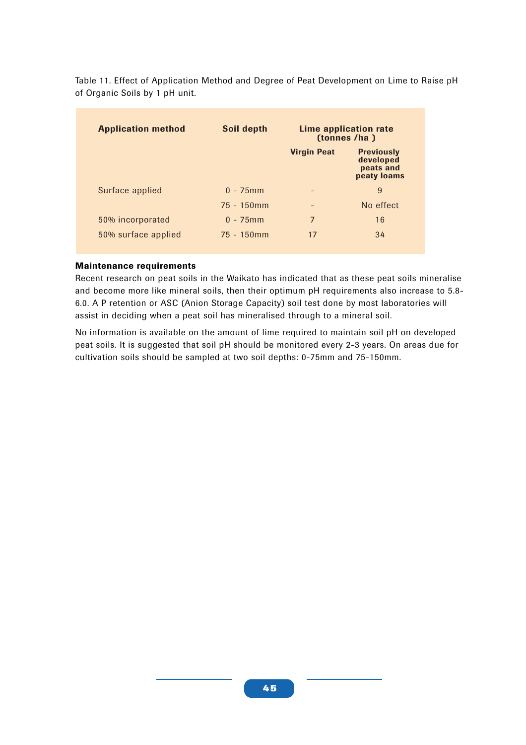Table 11. Effect of Application Method and Degree of Peat Development on Lime to Raise pH of Organic Soils by 1 pH unit.

| Application method | Soil depth | Lime application rate (tonnes /ha ) | |
|---|---|---|---|
| | | Virgin Peat | Previously developed peats and peaty loams |
| Surface applied | 0 - 75mm | - | 9 |
| | 75 - 150mm | - | No effect |
| 50% incorporated | 0 - 75mm | 7 | 16 |
| 50% surface applied | 75 - 150mm | 17 | 34 |

**Maintenance requirements**

Recent research on peat soils in the Waikato has indicated that as these peat soils mineralise and become more like mineral soils, then their optimum pH requirements also increase to 5.8-6.0. A P retention or ASC (Anion Storage Capacity) soil test done by most laboratories will assist in deciding when a peat soil has mineralised through to a mineral soil.

No information is available on the amount of lime required to maintain soil pH on developed peat soils. It is suggested that soil pH should be monitored every 2-3 years. On areas due for cultivation soils should be sampled at two soil depths: 0-75mm and 75-150mm.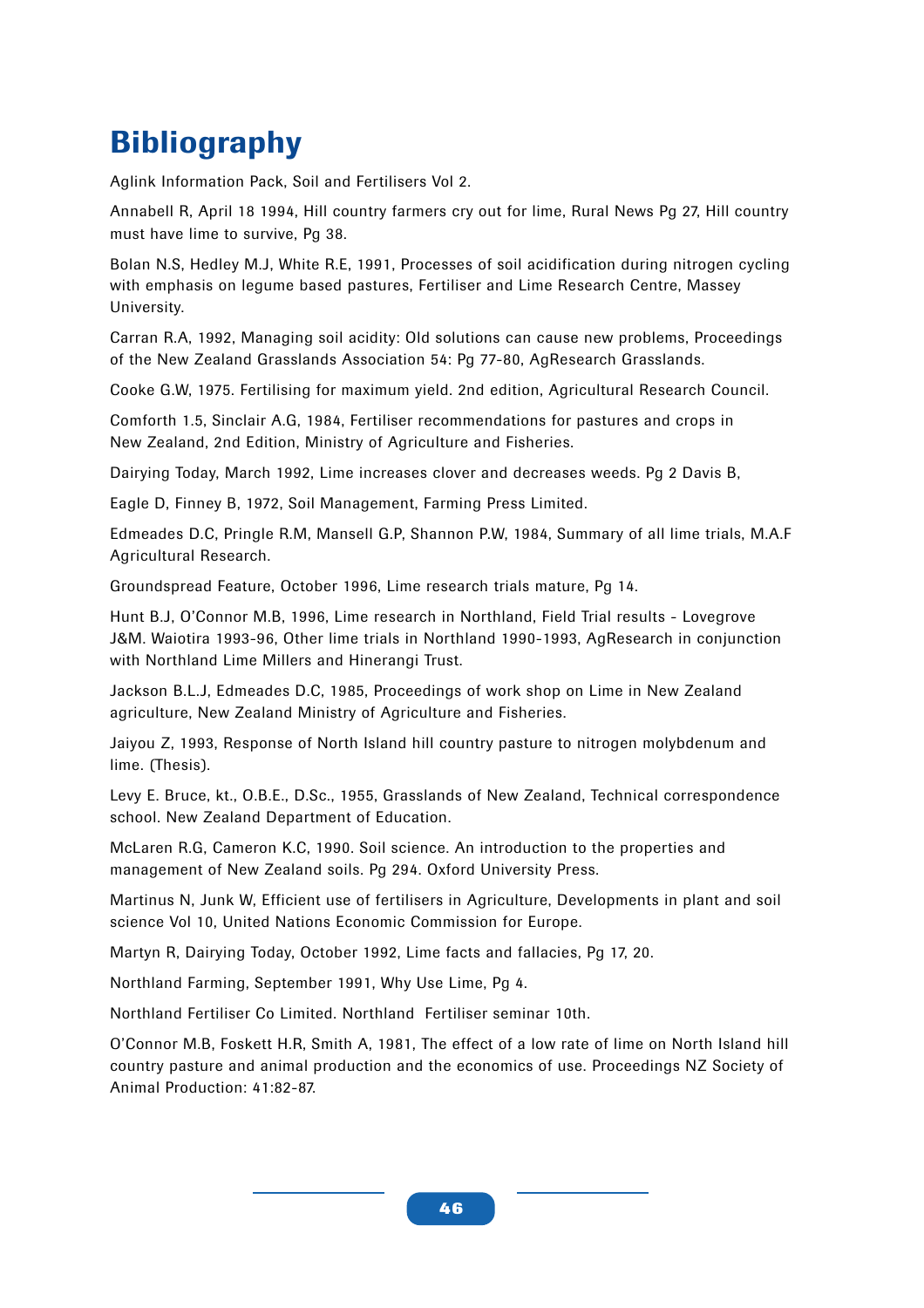# Bibliography

Aglink Information Pack, Soil and Fertilisers Vol 2.

Annabell R, April 18 1994, Hill country farmers cry out for lime, Rural News Pg 27, Hill country must have lime to survive, Pg 38.

Bolan N.S, Hedley M.J, White R.E, 1991, Processes of soil acidification during nitrogen cycling with emphasis on legume based pastures, Fertiliser and Lime Research Centre, Massey University.

Carran R.A, 1992, Managing soil acidity: Old solutions can cause new problems, Proceedings of the New Zealand Grasslands Association 54: Pg 77-80, AgResearch Grasslands.

Cooke G.W, 1975. Fertilising for maximum yield. 2nd edition, Agricultural Research Council.

Comforth 1.5, Sinclair A.G, 1984, Fertiliser recommendations for pastures and crops in New Zealand, 2nd Edition, Ministry of Agriculture and Fisheries.

Dairying Today, March 1992, Lime increases clover and decreases weeds. Pg 2 Davis B,

Eagle D, Finney B, 1972, Soil Management, Farming Press Limited.

Edmeades D.C, Pringle R.M, Mansell G.P, Shannon P.W, 1984, Summary of all lime trials, M.A.F Agricultural Research.

Groundspread Feature, October 1996, Lime research trials mature, Pg 14.

Hunt B.J, O'Connor M.B, 1996, Lime research in Northland, Field Trial results - Lovegrove J&M. Waiotira 1993-96, Other lime trials in Northland 1990-1993, AgResearch in conjunction with Northland Lime Millers and Hinerangi Trust.

Jackson B.L.J, Edmeades D.C, 1985, Proceedings of work shop on Lime in New Zealand agriculture, New Zealand Ministry of Agriculture and Fisheries.

Jaiyou Z, 1993, Response of North Island hill country pasture to nitrogen molybdenum and lime. (Thesis).

Levy E. Bruce, kt., O.B.E., D.Sc., 1955, Grasslands of New Zealand, Technical correspondence school. New Zealand Department of Education.

McLaren R.G, Cameron K.C, 1990. Soil science. An introduction to the properties and management of New Zealand soils. Pg 294. Oxford University Press.

Martinus N, Junk W, Efficient use of fertilisers in Agriculture, Developments in plant and soil science Vol 10, United Nations Economic Commission for Europe.

Martyn R, Dairying Today, October 1992, Lime facts and fallacies, Pg 17, 20.

Northland Farming, September 1991, Why Use Lime, Pg 4.

Northland Fertiliser Co Limited. Northland Fertiliser seminar 10th.

O'Connor M.B, Foskett H.R, Smith A, 1981, The effect of a low rate of lime on North Island hill country pasture and animal production and the economics of use. Proceedings NZ Society of Animal Production: 41:82-87.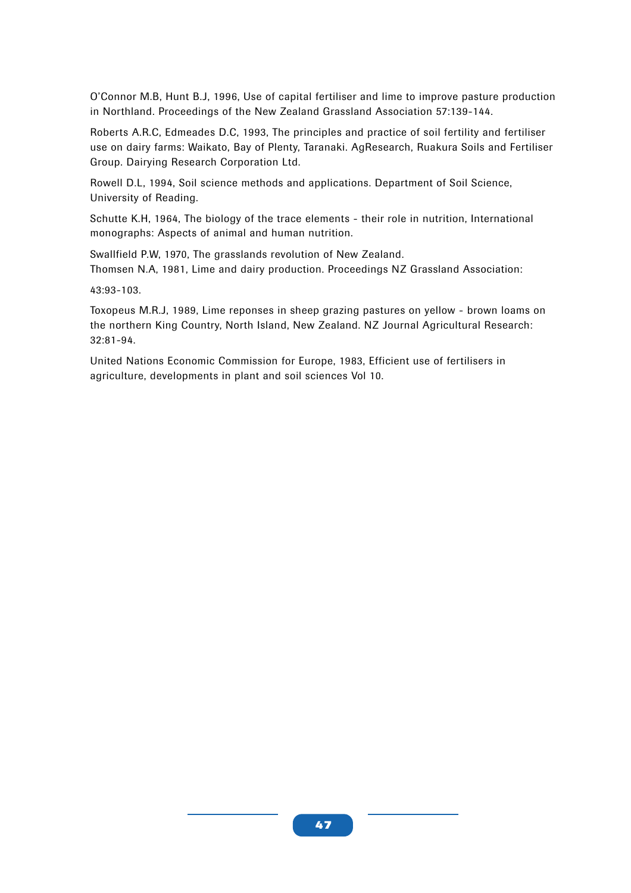O'Connor M.B, Hunt B.J, 1996, Use of capital fertiliser and lime to improve pasture production in Northland. Proceedings of the New Zealand Grassland Association 57:139-144.

Roberts A.R.C, Edmeades D.C, 1993, The principles and practice of soil fertility and fertiliser use on dairy farms: Waikato, Bay of Plenty, Taranaki. AgResearch, Ruakura Soils and Fertiliser Group. Dairying Research Corporation Ltd.

Rowell D.L, 1994, Soil science methods and applications. Department of Soil Science, University of Reading.

Schutte K.H, 1964, The biology of the trace elements - their role in nutrition, International monographs: Aspects of animal and human nutrition.

Swallfield P.W, 1970, The grasslands revolution of New Zealand.
Thomsen N.A, 1981, Lime and dairy production. Proceedings NZ Grassland Association:

43:93-103.

Toxopeus M.R.J, 1989, Lime reponses in sheep grazing pastures on yellow - brown loams on the northern King Country, North Island, New Zealand. NZ Journal Agricultural Research: 32:81-94.

United Nations Economic Commission for Europe, 1983, Efficient use of fertilisers in agriculture, developments in plant and soil sciences Vol 10.